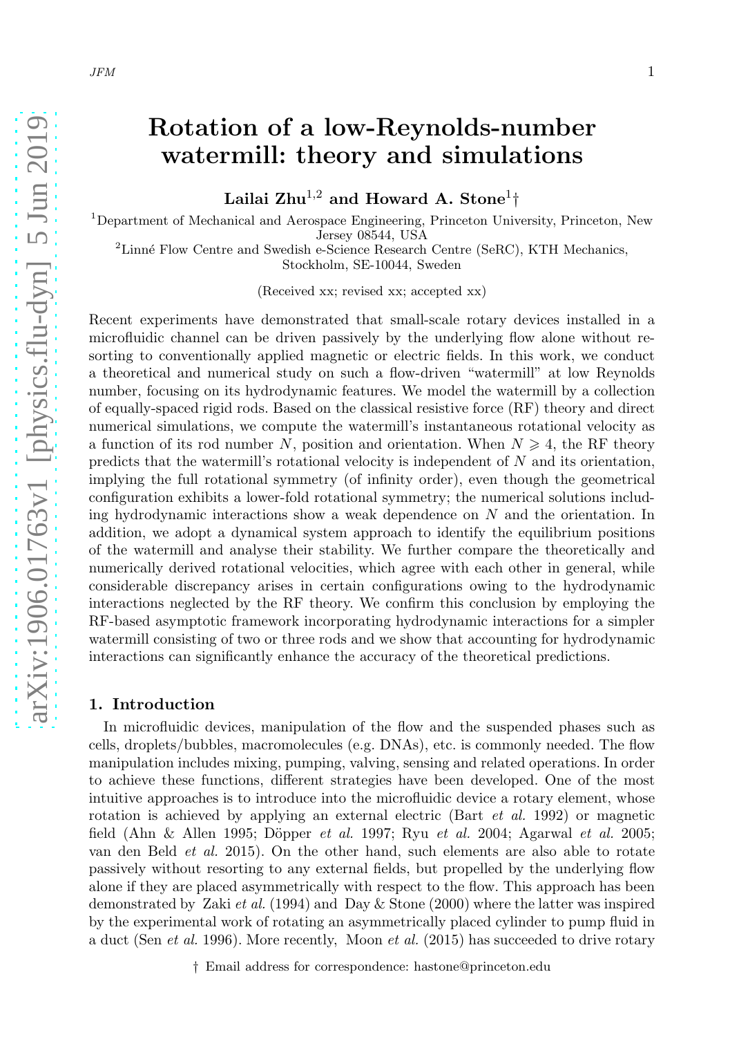# Rotation of a low-Reynolds-number watermill: theory and simulations

**Lailai Zhu[1,2] and Howard A. Stone[1]†**

[1]Department of Mechanical and Aerospace Engineering, Princeton University, Princeton, New Jersey 08544, USA

[2]Linné Flow Centre and Swedish e-Science Research Centre (SeRC), KTH Mechanics, Stockholm, SE-10044, Sweden

(Received xx; revised xx; accepted xx)

Recent experiments have demonstrated that small-scale rotary devices installed in a microfluidic channel can be driven passively by the underlying flow alone without resorting to conventionally applied magnetic or electric fields. In this work, we conduct a theoretical and numerical study on such a flow-driven "watermill" at low Reynolds number, focusing on its hydrodynamic features. We model the watermill by a collection of equally-spaced rigid rods. Based on the classical resistive force (RF) theory and direct numerical simulations, we compute the watermill's instantaneous rotational velocity as a function of its rod number $N$, position and orientation. When $N \geqslant 4$, the RF theory predicts that the watermill's rotational velocity is independent of $N$ and its orientation, implying the full rotational symmetry (of infinity order), even though the geometrical configuration exhibits a lower-fold rotational symmetry; the numerical solutions including hydrodynamic interactions show a weak dependence on $N$ and the orientation. In addition, we adopt a dynamical system approach to identify the equilibrium positions of the watermill and analyse their stability. We further compare the theoretically and numerically derived rotational velocities, which agree with each other in general, while considerable discrepancy arises in certain configurations owing to the hydrodynamic interactions neglected by the RF theory. We confirm this conclusion by employing the RF-based asymptotic framework incorporating hydrodynamic interactions for a simpler watermill consisting of two or three rods and we show that accounting for hydrodynamic interactions can significantly enhance the accuracy of the theoretical predictions.

## 1. Introduction

In microfluidic devices, manipulation of the flow and the suspended phases such as cells, droplets/bubbles, macromolecules (e.g. DNAs), etc. is commonly needed. The flow manipulation includes mixing, pumping, valving, sensing and related operations. In order to achieve these functions, different strategies have been developed. One of the most intuitive approaches is to introduce into the microfluidic device a rotary element, whose rotation is achieved by applying an external electric (Bart *et al.* 1992) or magnetic field (Ahn & Allen 1995; Döpper *et al.* 1997; Ryu *et al.* 2004; Agarwal *et al.* 2005; van den Beld *et al.* 2015). On the other hand, such elements are also able to rotate passively without resorting to any external fields, but propelled by the underlying flow alone if they are placed asymmetrically with respect to the flow. This approach has been demonstrated by Zaki *et al.* (1994) and Day & Stone (2000) where the latter was inspired by the experimental work of rotating an asymmetrically placed cylinder to pump fluid in a duct (Sen *et al.* 1996). More recently, Moon *et al.* (2015) has succeeded to drive rotary

† Email address for correspondence: hastone@princeton.edu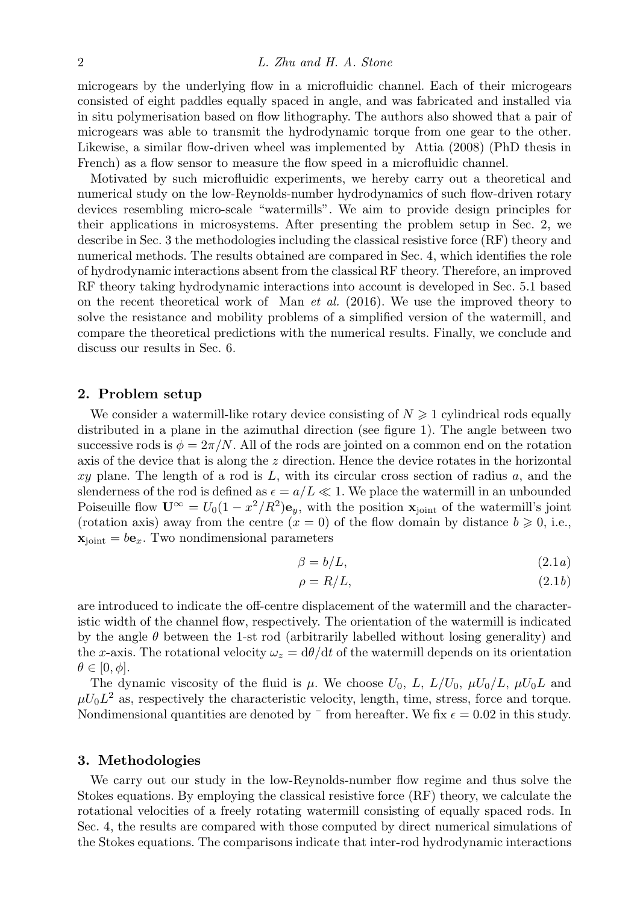microgears by the underlying flow in a microfluidic channel. Each of their microgears consisted of eight paddles equally spaced in angle, and was fabricated and installed via in situ polymerisation based on flow lithography. The authors also showed that a pair of microgears was able to transmit the hydrodynamic torque from one gear to the other. Likewise, a similar flow-driven wheel was implemented by Attia (2008) (PhD thesis in French) as a flow sensor to measure the flow speed in a microfluidic channel.

Motivated by such microfluidic experiments, we hereby carry out a theoretical and numerical study on the low-Reynolds-number hydrodynamics of such flow-driven rotary devices resembling micro-scale "watermills". We aim to provide design principles for their applications in microsystems. After presenting the problem setup in Sec. 2, we describe in Sec. 3 the methodologies including the classical resistive force (RF) theory and numerical methods. The results obtained are compared in Sec. 4, which identifies the role of hydrodynamic interactions absent from the classical RF theory. Therefore, an improved RF theory taking hydrodynamic interactions into account is developed in Sec. 5.1 based on the recent theoretical work of Man *et al.* (2016). We use the improved theory to solve the resistance and mobility problems of a simplified version of the watermill, and compare the theoretical predictions with the numerical results. Finally, we conclude and discuss our results in Sec. 6.

## 2. Problem setup

We consider a watermill-like rotary device consisting of $N \geqslant 1$ cylindrical rods equally distributed in a plane in the azimuthal direction (see figure 1). The angle between two successive rods is $\phi = 2\pi/N$. All of the rods are jointed on a common end on the rotation axis of the device that is along the $z$ direction. Hence the device rotates in the horizontal $xy$ plane. The length of a rod is $L$, with its circular cross section of radius $a$, and the slenderness of the rod is defined as $\epsilon = a/L \ll 1$. We place the watermill in an unbounded Poiseuille flow $\mathbf{U}^{\infty} = U_0(1 - x^2/R^2)\mathbf{e}_y$, with the position $\mathbf{x}_{\text{joint}}$ of the watermill's joint (rotation axis) away from the centre ($x = 0$) of the flow domain by distance $b \geqslant 0$, i.e., $\mathbf{x}_{\text{joint}} = b\mathbf{e}_x$. Two nondimensional parameters

$$\beta = b/L, \tag{2.1a}$$

$$\rho = R/L, \tag{2.1b}$$

are introduced to indicate the off-centre displacement of the watermill and the characteristic width of the channel flow, respectively. The orientation of the watermill is indicated by the angle $\theta$ between the 1-st rod (arbitrarily labelled without losing generality) and the $x$-axis. The rotational velocity $\omega_z = \mathrm{d}\theta/\mathrm{d}t$ of the watermill depends on its orientation $\theta \in [0, \phi]$.

The dynamic viscosity of the fluid is $\mu$. We choose $U_0$, $L$, $L/U_0$, $\mu U_0/L$, $\mu U_0 L$ and $\mu U_0 L^2$ as, respectively the characteristic velocity, length, time, stress, force and torque. Nondimensional quantities are denoted by $\bar{}$ from hereafter. We fix $\epsilon = 0.02$ in this study.

## 3. Methodologies

We carry out our study in the low-Reynolds-number flow regime and thus solve the Stokes equations. By employing the classical resistive force (RF) theory, we calculate the rotational velocities of a freely rotating watermill consisting of equally spaced rods. In Sec. 4, the results are compared with those computed by direct numerical simulations of the Stokes equations. The comparisons indicate that inter-rod hydrodynamic interactions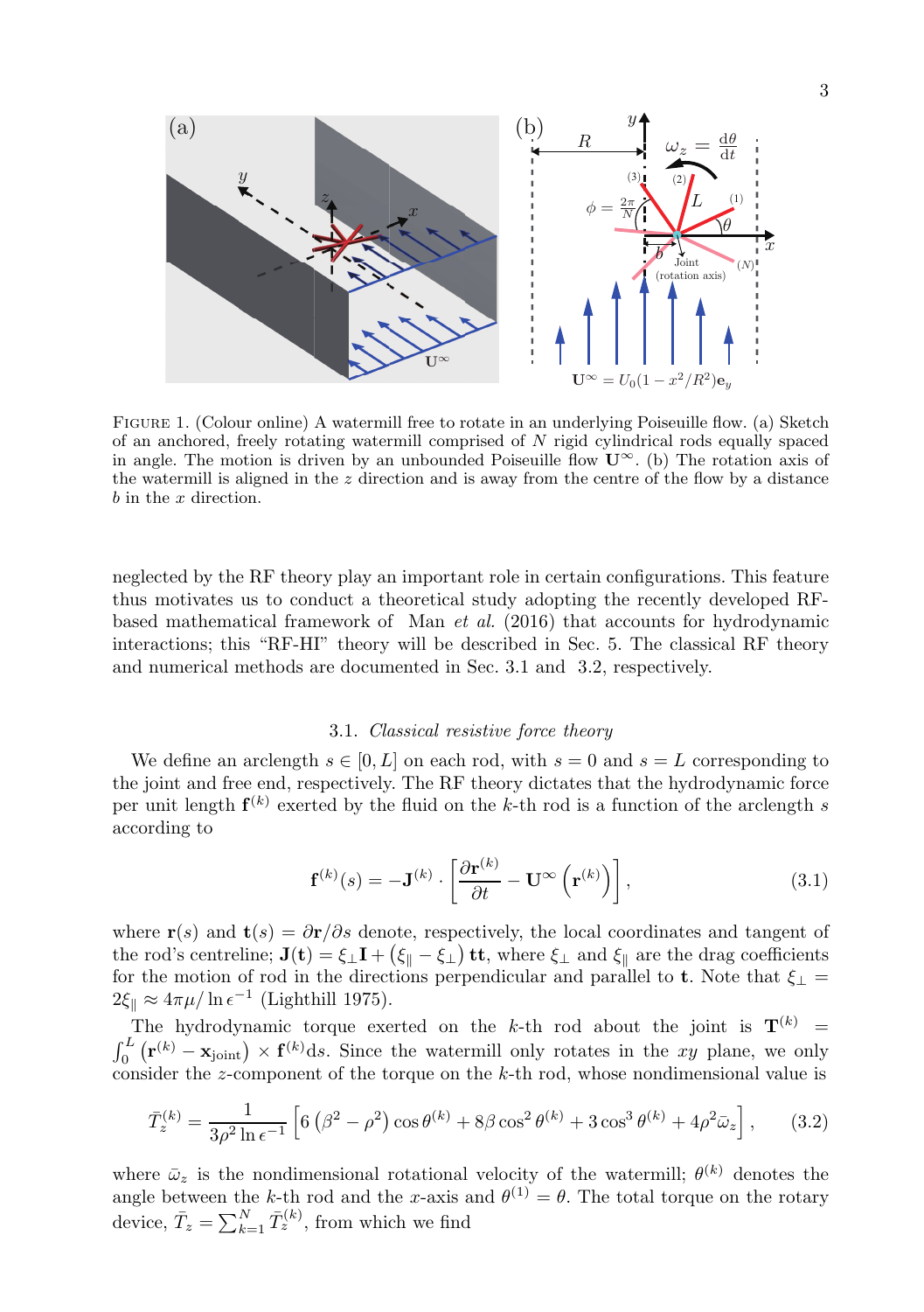FIGURE 1. (Colour online) A watermill free to rotate in an underlying Poiseuille flow. (a) Sketch of an anchored, freely rotating watermill comprised of $N$ rigid cylindrical rods equally spaced in angle. The motion is driven by an unbounded Poiseuille flow $\mathbf{U}^{\infty}$. (b) The rotation axis of the watermill is aligned in the $z$ direction and is away from the centre of the flow by a distance $b$ in the $x$ direction.

neglected by the RF theory play an important role in certain configurations. This feature thus motivates us to conduct a theoretical study adopting the recently developed RF-based mathematical framework of Man *et al.* (2016) that accounts for hydrodynamic interactions; this "RF-HI" theory will be described in Sec. 5. The classical RF theory and numerical methods are documented in Sec. 3.1 and 3.2, respectively.

### 3.1. *Classical resistive force theory*

We define an arclength $s \in [0, L]$ on each rod, with $s = 0$ and $s = L$ corresponding to the joint and free end, respectively. The RF theory dictates that the hydrodynamic force per unit length $\mathbf{f}^{(k)}$ exerted by the fluid on the $k$-th rod is a function of the arclength $s$ according to

$$\mathbf{f}^{(k)}(s) = -\mathbf{J}^{(k)} \cdot \left[ \frac{\partial \mathbf{r}^{(k)}}{\partial t} - \mathbf{U}^{\infty}\left(\mathbf{r}^{(k)}\right) \right], \tag{3.1}$$

where $\mathbf{r}(s)$ and $\mathbf{t}(s) = \partial \mathbf{r}/\partial s$ denote, respectively, the local coordinates and tangent of the rod's centreline; $\mathbf{J}(\mathbf{t}) = \xi_{\perp}\mathbf{I} + \left(\xi_{\parallel} - \xi_{\perp}\right)\mathbf{tt}$, where $\xi_{\perp}$ and $\xi_{\parallel}$ are the drag coefficients for the motion of rod in the directions perpendicular and parallel to $\mathbf{t}$. Note that $\xi_{\perp} = 2\xi_{\parallel} \approx 4\pi\mu/\ln\epsilon^{-1}$ (Lighthill 1975).

The hydrodynamic torque exerted on the $k$-th rod about the joint is $\mathbf{T}^{(k)} = \int_0^L \left(\mathbf{r}^{(k)} - \mathbf{x}_{\text{joint}}\right) \times \mathbf{f}^{(k)} \mathrm{d}s$. Since the watermill only rotates in the $xy$ plane, we only consider the $z$-component of the torque on the $k$-th rod, whose nondimensional value is

$$\bar{T}_z^{(k)} = \frac{1}{3\rho^2 \ln \epsilon^{-1}} \left[ 6\left(\beta^2 - \rho^2\right)\cos\theta^{(k)} + 8\beta\cos^2\theta^{(k)} + 3\cos^3\theta^{(k)} + 4\rho^2\bar{\omega}_z \right], \tag{3.2}$$

where $\bar{\omega}_z$ is the nondimensional rotational velocity of the watermill; $\theta^{(k)}$ denotes the angle between the $k$-th rod and the $x$-axis and $\theta^{(1)} = \theta$. The total torque on the rotary device, $\bar{T}_z = \sum_{k=1}^{N} \bar{T}_z^{(k)}$, from which we find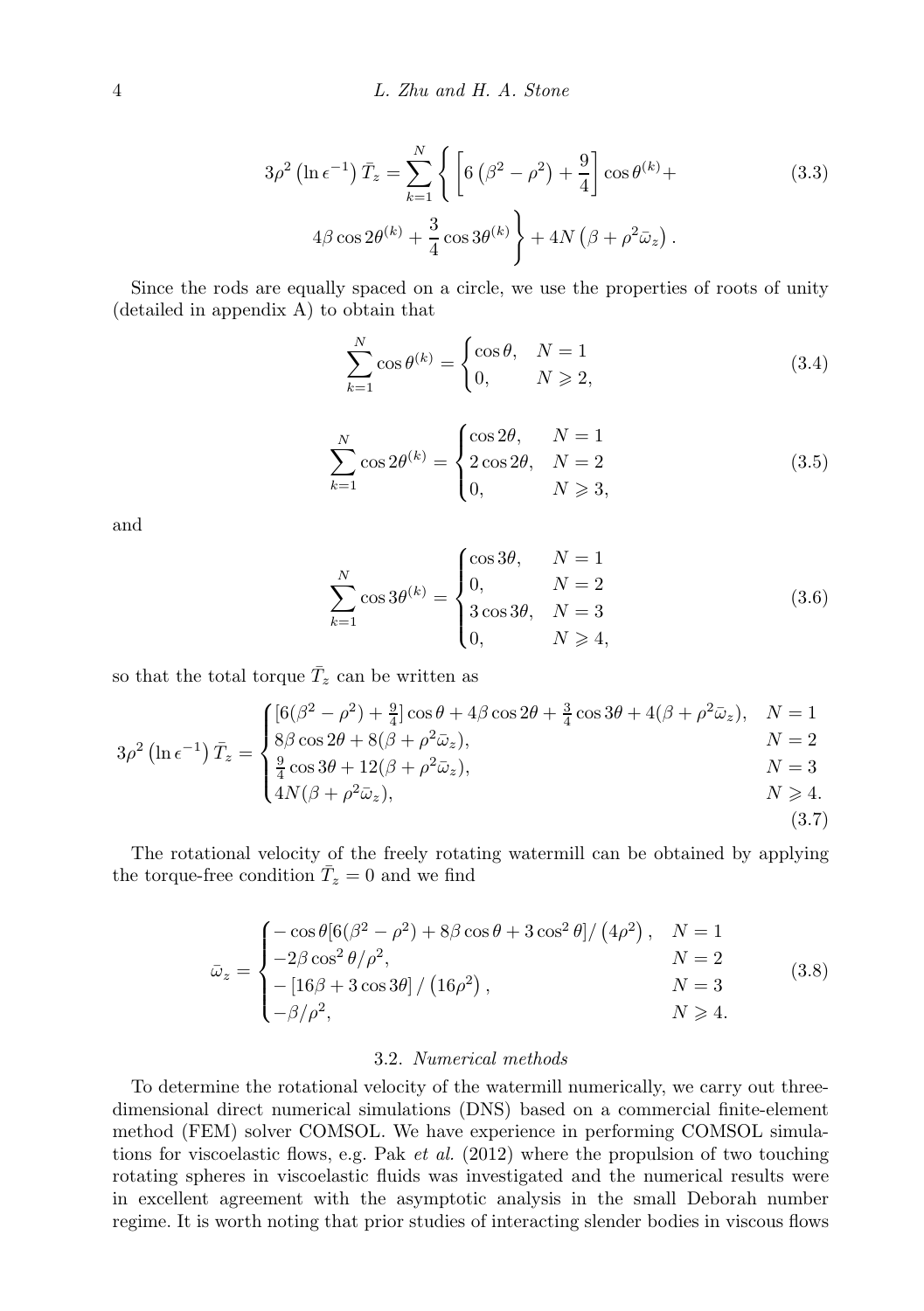$$
3\rho^2 \left(\ln \epsilon^{-1}\right) \bar{T}_z = \sum_{k=1}^{N} \left\{ \left[ 6\left(\beta^2 - \rho^2\right) + \frac{9}{4} \right] \cos\theta^{(k)} + 4\beta \cos 2\theta^{(k)} + \frac{3}{4}\cos 3\theta^{(k)} \right\} + 4N\left(\beta + \rho^2 \bar{\omega}_z\right). \tag{3.3}
$$

Since the rods are equally spaced on a circle, we use the properties of roots of unity (detailed in appendix A) to obtain that

$$
\sum_{k=1}^{N} \cos\theta^{(k)} = \begin{cases} \cos\theta, & N = 1 \\ 0, & N \geqslant 2, \end{cases} \tag{3.4}
$$

$$
\sum_{k=1}^{N} \cos 2\theta^{(k)} = \begin{cases} \cos 2\theta, & N = 1 \\ 2\cos 2\theta, & N = 2 \\ 0, & N \geqslant 3, \end{cases} \tag{3.5}
$$

and

$$
\sum_{k=1}^{N} \cos 3\theta^{(k)} = \begin{cases} \cos 3\theta, & N = 1 \\ 0, & N = 2 \\ 3\cos 3\theta, & N = 3 \\ 0, & N \geqslant 4, \end{cases} \tag{3.6}
$$

so that the total torque $\bar{T}_z$ can be written as

$$
3\rho^2 \left(\ln \epsilon^{-1}\right) \bar{T}_z = \begin{cases} [6(\beta^2 - \rho^2) + \frac{9}{4}]\cos\theta + 4\beta\cos 2\theta + \frac{3}{4}\cos 3\theta + 4(\beta + \rho^2\bar{\omega}_z), & N = 1 \\ 8\beta\cos 2\theta + 8(\beta + \rho^2\bar{\omega}_z), & N = 2 \\ \frac{9}{4}\cos 3\theta + 12(\beta + \rho^2\bar{\omega}_z), & N = 3 \\ 4N(\beta + \rho^2\bar{\omega}_z), & N \geqslant 4. \end{cases} \tag{3.7}
$$

The rotational velocity of the freely rotating watermill can be obtained by applying the torque-free condition $\bar{T}_z = 0$ and we find

$$
\bar{\omega}_z = \begin{cases} -\cos\theta[6(\beta^2 - \rho^2) + 8\beta\cos\theta + 3\cos^2\theta] / \left(4\rho^2\right), & N = 1 \\ -2\beta\cos^2\theta/\rho^2, & N = 2 \\ -\left[16\beta + 3\cos 3\theta\right] / \left(16\rho^2\right), & N = 3 \\ -\beta/\rho^2, & N \geqslant 4. \end{cases} \tag{3.8}
$$

### 3.2. *Numerical methods*

To determine the rotational velocity of the watermill numerically, we carry out three-dimensional direct numerical simulations (DNS) based on a commercial finite-element method (FEM) solver COMSOL. We have experience in performing COMSOL simulations for viscoelastic flows, e.g. Pak *et al.* (2012) where the propulsion of two touching rotating spheres in viscoelastic fluids was investigated and the numerical results were in excellent agreement with the asymptotic analysis in the small Deborah number regime. It is worth noting that prior studies of interacting slender bodies in viscous flows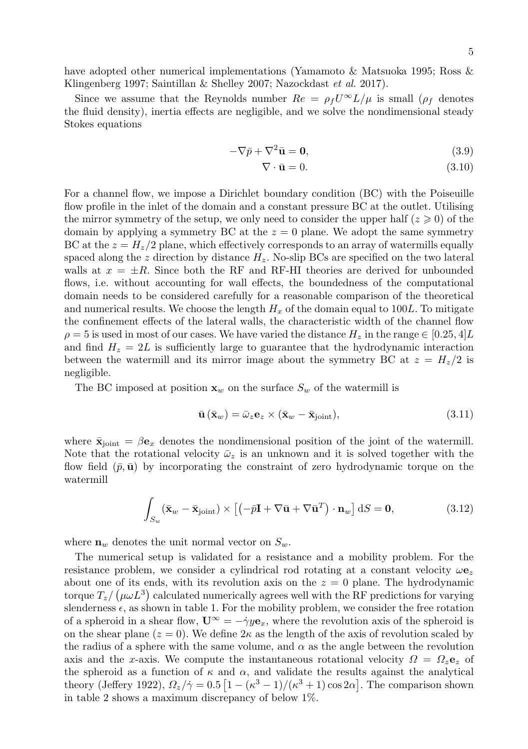have adopted other numerical implementations (Yamamoto & Matsuoka 1995; Ross & Klingenberg 1997; Saintillan & Shelley 2007; Nazockdast *et al.* 2017).

Since we assume that the Reynolds number $Re = \rho_f U^{\infty} L/\mu$ is small ($\rho_f$ denotes the fluid density), inertia effects are negligible, and we solve the nondimensional steady Stokes equations

$$-\nabla \bar{p} + \nabla^2 \bar{\mathbf{u}} = \mathbf{0}, \tag{3.9}$$

$$\nabla \cdot \bar{\mathbf{u}} = 0. \tag{3.10}$$

For a channel flow, we impose a Dirichlet boundary condition (BC) with the Poiseuille flow profile in the inlet of the domain and a constant pressure BC at the outlet. Utilising the mirror symmetry of the setup, we only need to consider the upper half ($z \geqslant 0$) of the domain by applying a symmetry BC at the $z = 0$ plane. We adopt the same symmetry BC at the $z = H_z/2$ plane, which effectively corresponds to an array of watermills equally spaced along the $z$ direction by distance $H_z$. No-slip BCs are specified on the two lateral walls at $x = \pm R$. Since both the RF and RF-HI theories are derived for unbounded flows, i.e. without accounting for wall effects, the boundedness of the computational domain needs to be considered carefully for a reasonable comparison of the theoretical and numerical results. We choose the length $H_x$ of the domain equal to $100L$. To mitigate the confinement effects of the lateral walls, the characteristic width of the channel flow $\rho = 5$ is used in most of our cases. We have varied the distance $H_z$ in the range $\in [0.25, 4]L$ and find $H_z = 2L$ is sufficiently large to guarantee that the hydrodynamic interaction between the watermill and its mirror image about the symmetry BC at $z = H_z/2$ is negligible.

The BC imposed at position $\mathbf{x}_w$ on the surface $S_w$ of the watermill is

$$\bar{\mathbf{u}}\left(\bar{\mathbf{x}}_w\right) = \bar{\omega}_z \mathbf{e}_z \times (\bar{\mathbf{x}}_w - \bar{\mathbf{x}}_{\text{joint}}), \tag{3.11}$$

where $\bar{\mathbf{x}}_{\text{joint}} = \beta \mathbf{e}_x$ denotes the nondimensional position of the joint of the watermill. Note that the rotational velocity $\bar{\omega}_z$ is an unknown and it is solved together with the flow field $(\bar{p}, \bar{\mathbf{u}})$ by incorporating the constraint of zero hydrodynamic torque on the watermill

$$\int_{S_w} (\bar{\mathbf{x}}_w - \bar{\mathbf{x}}_{\text{joint}}) \times \left[\left(-\bar{p}\mathbf{I} + \nabla \bar{\mathbf{u}} + \nabla \bar{\mathbf{u}}^T\right) \cdot \mathbf{n}_w\right] \mathrm{d}S = \mathbf{0}, \tag{3.12}$$

where $\mathbf{n}_w$ denotes the unit normal vector on $S_w$.

The numerical setup is validated for a resistance and a mobility problem. For the resistance problem, we consider a cylindrical rod rotating at a constant velocity $\omega \mathbf{e}_z$ about one of its ends, with its revolution axis on the $z = 0$ plane. The hydrodynamic torque $T_z/\left(\mu \omega L^3\right)$ calculated numerically agrees well with the RF predictions for varying slenderness $\epsilon$, as shown in table 1. For the mobility problem, we consider the free rotation of a spheroid in a shear flow, $\mathbf{U}^{\infty} = -\dot{\gamma} y \mathbf{e}_x$, where the revolution axis of the spheroid is on the shear plane ($z = 0$). We define $2\kappa$ as the length of the axis of revolution scaled by the radius of a sphere with the same volume, and $\alpha$ as the angle between the revolution axis and the $x$-axis. We compute the instantaneous rotational velocity $\Omega = \Omega_z \mathbf{e}_z$ of the spheroid as a function of $\kappa$ and $\alpha$, and validate the results against the analytical theory (Jeffery 1922), $\Omega_z/\dot{\gamma} = 0.5\left[1 - (\kappa^3 - 1)/(\kappa^3 + 1)\cos 2\alpha\right]$. The comparison shown in table 2 shows a maximum discrepancy of below 1%.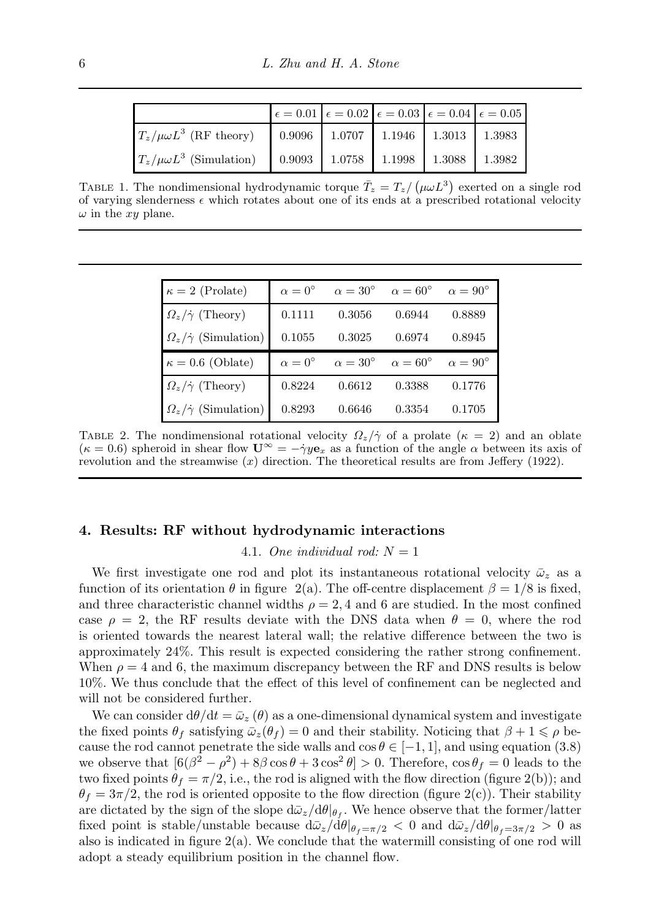| | $\epsilon = 0.01$ | $\epsilon = 0.02$ | $\epsilon = 0.03$ | $\epsilon = 0.04$ | $\epsilon = 0.05$ |
|---|---|---|---|---|---|
| $T_z/\mu\omega L^3$ (RF theory) | 0.9096 | 1.0707 | 1.1946 | 1.3013 | 1.3983 |
| $T_z/\mu\omega L^3$ (Simulation) | 0.9093 | 1.0758 | 1.1998 | 1.3088 | 1.3982 |

TABLE 1. The nondimensional hydrodynamic torque $\bar{T}_z = T_z/\left(\mu\omega L^3\right)$ exerted on a single rod of varying slenderness $\epsilon$ which rotates about one of its ends at a prescribed rotational velocity $\omega$ in the $xy$ plane.

| $\kappa = 2$ (Prolate) | $\alpha = 0^\circ$ | $\alpha = 30^\circ$ | $\alpha = 60^\circ$ | $\alpha = 90^\circ$ |
|---|---|---|---|---|
| $\Omega_z/\dot{\gamma}$ (Theory) | 0.1111 | 0.3056 | 0.6944 | 0.8889 |
| $\Omega_z/\dot{\gamma}$ (Simulation) | 0.1055 | 0.3025 | 0.6974 | 0.8945 |
| $\kappa = 0.6$ (Oblate) | $\alpha = 0^\circ$ | $\alpha = 30^\circ$ | $\alpha = 60^\circ$ | $\alpha = 90^\circ$ |
| $\Omega_z/\dot{\gamma}$ (Theory) | 0.8224 | 0.6612 | 0.3388 | 0.1776 |
| $\Omega_z/\dot{\gamma}$ (Simulation) | 0.8293 | 0.6646 | 0.3354 | 0.1705 |

TABLE 2. The nondimensional rotational velocity $\Omega_z/\dot{\gamma}$ of a prolate ($\kappa = 2$) and an oblate ($\kappa = 0.6$) spheroid in shear flow $\mathbf{U}^\infty = -\dot{\gamma}y\mathbf{e}_x$ as a function of the angle $\alpha$ between its axis of revolution and the streamwise ($x$) direction. The theoretical results are from Jeffery (1922).

## 4. Results: RF without hydrodynamic interactions

### 4.1. *One individual rod: $N = 1$*

We first investigate one rod and plot its instantaneous rotational velocity $\bar{\omega}_z$ as a function of its orientation $\theta$ in figure 2(a). The off-centre displacement $\beta = 1/8$ is fixed, and three characteristic channel widths $\rho = 2, 4$ and 6 are studied. In the most confined case $\rho = 2$, the RF results deviate with the DNS data when $\theta = 0$, where the rod is oriented towards the nearest lateral wall; the relative difference between the two is approximately 24%. This result is expected considering the rather strong confinement. When $\rho = 4$ and 6, the maximum discrepancy between the RF and DNS results is below 10%. We thus conclude that the effect of this level of confinement can be neglected and will not be considered further.

We can consider $\mathrm{d}\theta/\mathrm{d}t = \bar{\omega}_z(\theta)$ as a one-dimensional dynamical system and investigate the fixed points $\theta_f$ satisfying $\bar{\omega}_z(\theta_f) = 0$ and their stability. Noticing that $\beta + 1 \leqslant \rho$ because the rod cannot penetrate the side walls and $\cos\theta \in [-1, 1]$, and using equation (3.8) we observe that $[6(\beta^2 - \rho^2) + 8\beta\cos\theta + 3\cos^2\theta] > 0$. Therefore, $\cos\theta_f = 0$ leads to the two fixed points $\theta_f = \pi/2$, i.e., the rod is aligned with the flow direction (figure 2(b)); and $\theta_f = 3\pi/2$, the rod is oriented opposite to the flow direction (figure 2(c)). Their stability are dictated by the sign of the slope $\mathrm{d}\bar{\omega}_z/\mathrm{d}\theta|_{\theta_f}$. We hence observe that the former/latter fixed point is stable/unstable because $\mathrm{d}\bar{\omega}_z/\mathrm{d}\theta|_{\theta_f=\pi/2} < 0$ and $\mathrm{d}\bar{\omega}_z/\mathrm{d}\theta|_{\theta_f=3\pi/2} > 0$ as also is indicated in figure 2(a). We conclude that the watermill consisting of one rod will adopt a steady equilibrium position in the channel flow.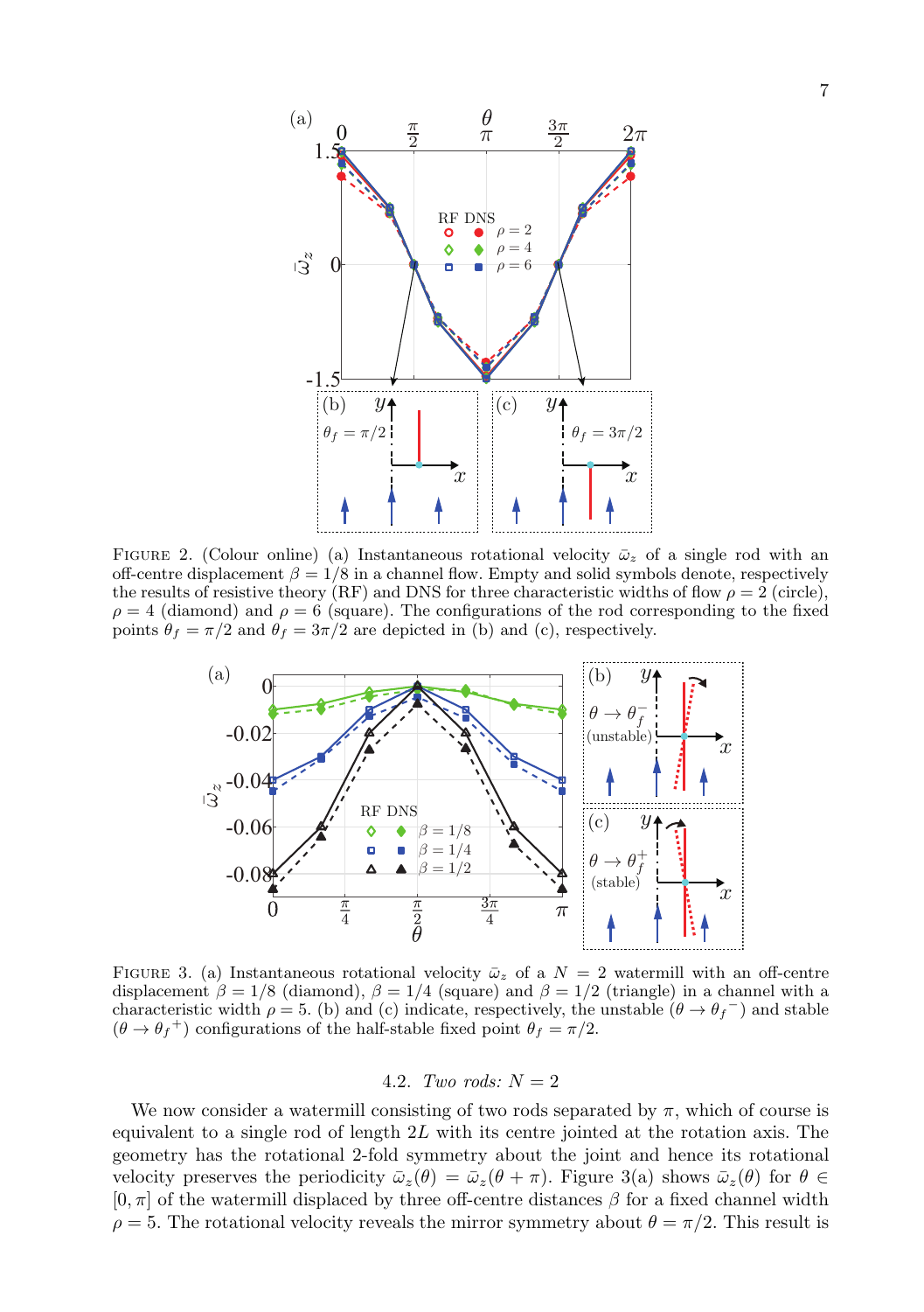FIGURE 2. (Colour online) (a) Instantaneous rotational velocity $\bar{\omega}_z$ of a single rod with an off-centre displacement $\beta = 1/8$ in a channel flow. Empty and solid symbols denote, respectively the results of resistive theory (RF) and DNS for three characteristic widths of flow $\rho = 2$ (circle), $\rho = 4$ (diamond) and $\rho = 6$ (square). The configurations of the rod corresponding to the fixed points $\theta_f = \pi/2$ and $\theta_f = 3\pi/2$ are depicted in (b) and (c), respectively.

FIGURE 3. (a) Instantaneous rotational velocity $\bar{\omega}_z$ of a $N = 2$ watermill with an off-centre displacement $\beta = 1/8$ (diamond), $\beta = 1/4$ (square) and $\beta = 1/2$ (triangle) in a channel with a characteristic width $\rho = 5$. (b) and (c) indicate, respectively, the unstable ($\theta \to {\theta_f}^-$) and stable ($\theta \to {\theta_f}^+$) configurations of the half-stable fixed point $\theta_f = \pi/2$.

### 4.2. *Two rods: N = 2*

We now consider a watermill consisting of two rods separated by $\pi$, which of course is equivalent to a single rod of length $2L$ with its centre jointed at the rotation axis. The geometry has the rotational 2-fold symmetry about the joint and hence its rotational velocity preserves the periodicity $\bar{\omega}_z(\theta) = \bar{\omega}_z(\theta + \pi)$. Figure 3(a) shows $\bar{\omega}_z(\theta)$ for $\theta \in [0, \pi]$ of the watermill displaced by three off-centre distances $\beta$ for a fixed channel width $\rho = 5$. The rotational velocity reveals the mirror symmetry about $\theta = \pi/2$. This result is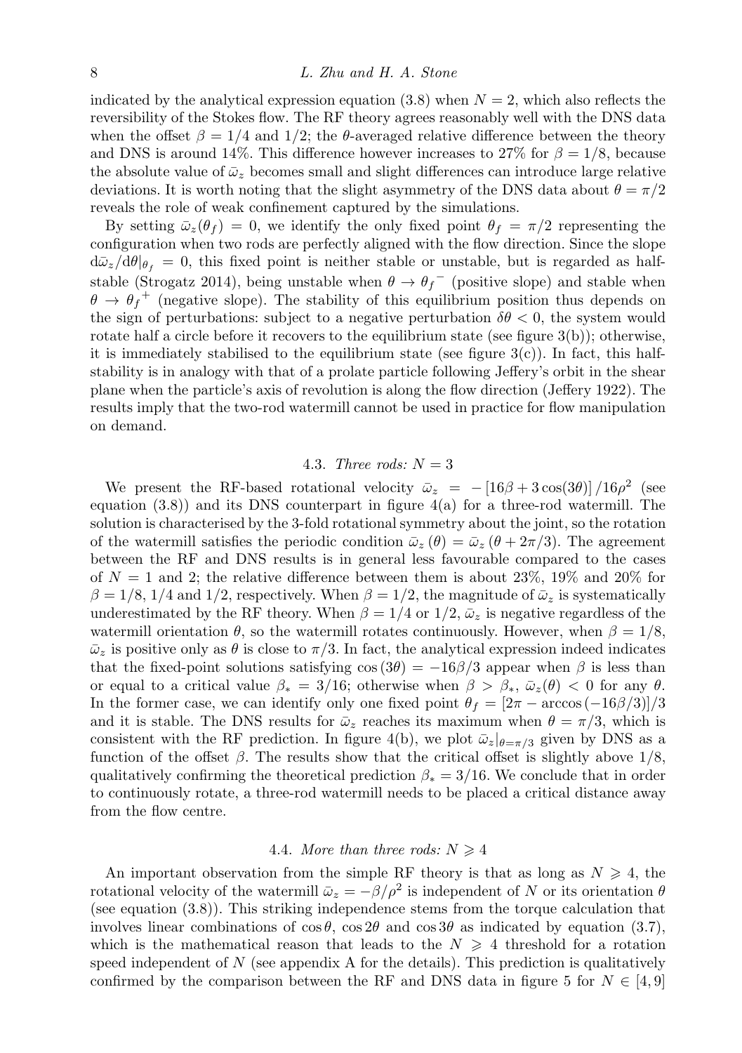indicated by the analytical expression equation (3.8) when $N = 2$, which also reflects the reversibility of the Stokes flow. The RF theory agrees reasonably well with the DNS data when the offset $\beta = 1/4$ and $1/2$; the $\theta$-averaged relative difference between the theory and DNS is around 14%. This difference however increases to 27% for $\beta = 1/8$, because the absolute value of $\bar{\omega}_z$ becomes small and slight differences can introduce large relative deviations. It is worth noting that the slight asymmetry of the DNS data about $\theta = \pi/2$ reveals the role of weak confinement captured by the simulations.

By setting $\bar{\omega}_z(\theta_f) = 0$, we identify the only fixed point $\theta_f = \pi/2$ representing the configuration when two rods are perfectly aligned with the flow direction. Since the slope $\mathrm{d}\bar{\omega}_z/\mathrm{d}\theta|_{\theta_f} = 0$, this fixed point is neither stable or unstable, but is regarded as half-stable (Strogatz 2014), being unstable when $\theta \to {\theta_f}^-$ (positive slope) and stable when $\theta \to {\theta_f}^+$ (negative slope). The stability of this equilibrium position thus depends on the sign of perturbations: subject to a negative perturbation $\delta\theta < 0$, the system would rotate half a circle before it recovers to the equilibrium state (see figure 3(b)); otherwise, it is immediately stabilised to the equilibrium state (see figure 3(c)). In fact, this half-stability is in analogy with that of a prolate particle following Jeffery's orbit in the shear plane when the particle's axis of revolution is along the flow direction (Jeffery 1922). The results imply that the two-rod watermill cannot be used in practice for flow manipulation on demand.

### 4.3. *Three rods: $N = 3$*

We present the RF-based rotational velocity $\bar{\omega}_z = -\left[16\beta + 3\cos(3\theta)\right]/16\rho^2$ (see equation (3.8)) and its DNS counterpart in figure 4(a) for a three-rod watermill. The solution is characterised by the 3-fold rotational symmetry about the joint, so the rotation of the watermill satisfies the periodic condition $\bar{\omega}_z(\theta) = \bar{\omega}_z(\theta + 2\pi/3)$. The agreement between the RF and DNS results is in general less favourable compared to the cases of $N = 1$ and 2; the relative difference between them is about 23%, 19% and 20% for $\beta = 1/8$, 1/4 and 1/2, respectively. When $\beta = 1/2$, the magnitude of $\bar{\omega}_z$ is systematically underestimated by the RF theory. When $\beta = 1/4$ or $1/2$, $\bar{\omega}_z$ is negative regardless of the watermill orientation $\theta$, so the watermill rotates continuously. However, when $\beta = 1/8$, $\bar{\omega}_z$ is positive only as $\theta$ is close to $\pi/3$. In fact, the analytical expression indeed indicates that the fixed-point solutions satisfying $\cos(3\theta) = -16\beta/3$ appear when $\beta$ is less than or equal to a critical value $\beta_* = 3/16$; otherwise when $\beta > \beta_*$, $\bar{\omega}_z(\theta) < 0$ for any $\theta$. In the former case, we can identify only one fixed point $\theta_f = [2\pi - \arccos(-16\beta/3)]/3$ and it is stable. The DNS results for $\bar{\omega}_z$ reaches its maximum when $\theta = \pi/3$, which is consistent with the RF prediction. In figure 4(b), we plot $\bar{\omega}_z|_{\theta=\pi/3}$ given by DNS as a function of the offset $\beta$. The results show that the critical offset is slightly above 1/8, qualitatively confirming the theoretical prediction $\beta_* = 3/16$. We conclude that in order to continuously rotate, a three-rod watermill needs to be placed a critical distance away from the flow centre.

### 4.4. *More than three rods: $N \geqslant 4$*

An important observation from the simple RF theory is that as long as $N \geqslant 4$, the rotational velocity of the watermill $\bar{\omega}_z = -\beta/\rho^2$ is independent of $N$ or its orientation $\theta$ (see equation (3.8)). This striking independence stems from the torque calculation that involves linear combinations of $\cos\theta$, $\cos 2\theta$ and $\cos 3\theta$ as indicated by equation (3.7), which is the mathematical reason that leads to the $N \geqslant 4$ threshold for a rotation speed independent of $N$ (see appendix A for the details). This prediction is qualitatively confirmed by the comparison between the RF and DNS data in figure 5 for $N \in [4, 9]$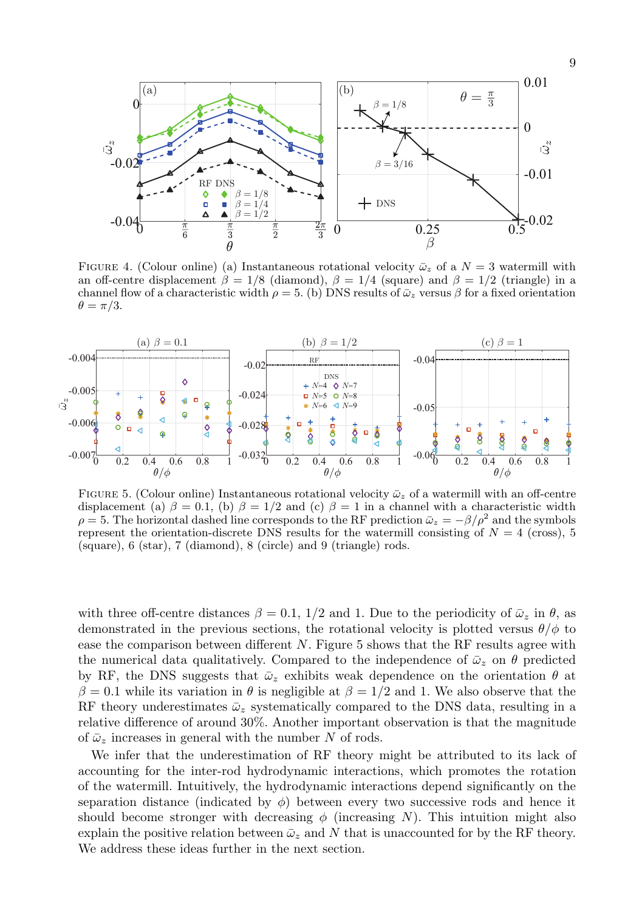FIGURE 4. (Colour online) (a) Instantaneous rotational velocity $\bar{\omega}_z$ of a $N = 3$ watermill with an off-centre displacement $\beta = 1/8$ (diamond), $\beta = 1/4$ (square) and $\beta = 1/2$ (triangle) in a channel flow of a characteristic width $\rho = 5$. (b) DNS results of $\bar{\omega}_z$ versus $\beta$ for a fixed orientation $\theta = \pi/3$.

FIGURE 5. (Colour online) Instantaneous rotational velocity $\bar{\omega}_z$ of a watermill with an off-centre displacement (a) $\beta = 0.1$, (b) $\beta = 1/2$ and (c) $\beta = 1$ in a channel with a characteristic width $\rho = 5$. The horizontal dashed line corresponds to the RF prediction $\bar{\omega}_z = -\beta/\rho^2$ and the symbols represent the orientation-discrete DNS results for the watermill consisting of $N = 4$ (cross), 5 (square), 6 (star), 7 (diamond), 8 (circle) and 9 (triangle) rods.

with three off-centre distances $\beta = 0.1$, $1/2$ and 1. Due to the periodicity of $\bar{\omega}_z$ in $\theta$, as demonstrated in the previous sections, the rotational velocity is plotted versus $\theta/\phi$ to ease the comparison between different $N$. Figure 5 shows that the RF results agree with the numerical data qualitatively. Compared to the independence of $\bar{\omega}_z$ on $\theta$ predicted by RF, the DNS suggests that $\bar{\omega}_z$ exhibits weak dependence on the orientation $\theta$ at $\beta = 0.1$ while its variation in $\theta$ is negligible at $\beta = 1/2$ and 1. We also observe that the RF theory underestimates $\bar{\omega}_z$ systematically compared to the DNS data, resulting in a relative difference of around 30%. Another important observation is that the magnitude of $\bar{\omega}_z$ increases in general with the number $N$ of rods.

We infer that the underestimation of RF theory might be attributed to its lack of accounting for the inter-rod hydrodynamic interactions, which promotes the rotation of the watermill. Intuitively, the hydrodynamic interactions depend significantly on the separation distance (indicated by $\phi$) between every two successive rods and hence it should become stronger with decreasing $\phi$ (increasing $N$). This intuition might also explain the positive relation between $\bar{\omega}_z$ and $N$ that is unaccounted for by the RF theory. We address these ideas further in the next section.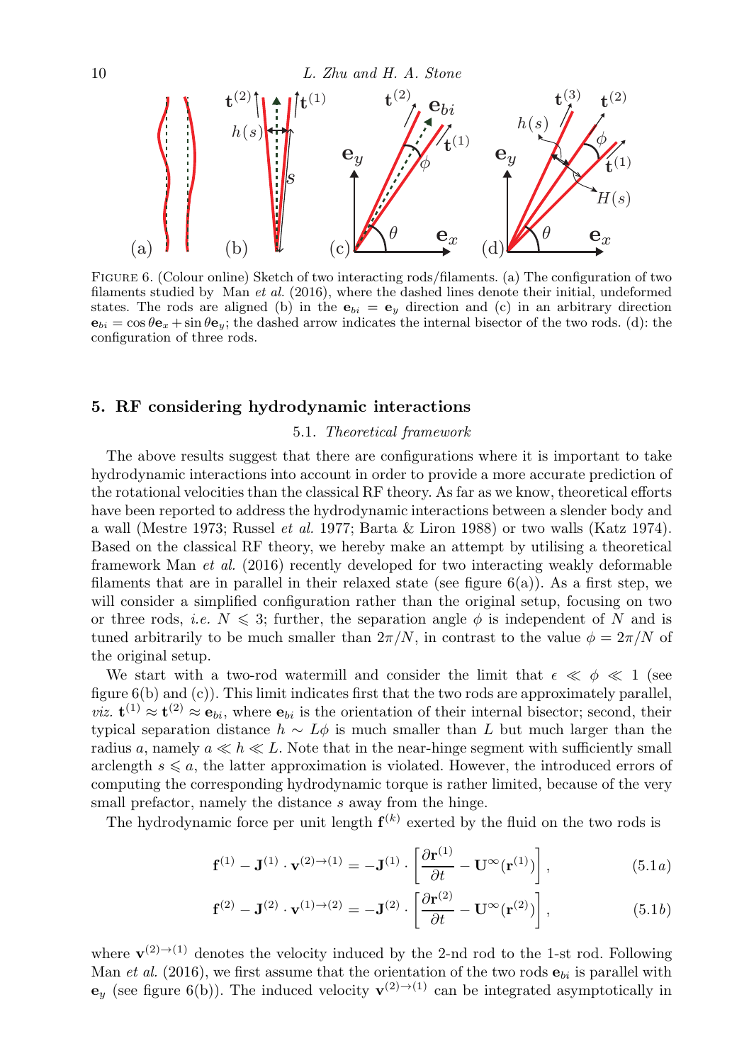FIGURE 6. (Colour online) Sketch of two interacting rods/filaments. (a) The configuration of two filaments studied by Man *et al.* (2016), where the dashed lines denote their initial, undeformed states. The rods are aligned (b) in the $\mathbf{e}_{bi} = \mathbf{e}_y$ direction and (c) in an arbitrary direction $\mathbf{e}_{bi} = \cos\theta\mathbf{e}_x + \sin\theta\mathbf{e}_y$; the dashed arrow indicates the internal bisector of the two rods. (d): the configuration of three rods.

## 5. RF considering hydrodynamic interactions

### 5.1. *Theoretical framework*

The above results suggest that there are configurations where it is important to take hydrodynamic interactions into account in order to provide a more accurate prediction of the rotational velocities than the classical RF theory. As far as we know, theoretical efforts have been reported to address the hydrodynamic interactions between a slender body and a wall (Mestre 1973; Russel *et al.* 1977; Barta & Liron 1988) or two walls (Katz 1974). Based on the classical RF theory, we hereby make an attempt by utilising a theoretical framework Man *et al.* (2016) recently developed for two interacting weakly deformable filaments that are in parallel in their relaxed state (see figure 6(a)). As a first step, we will consider a simplified configuration rather than the original setup, focusing on two or three rods, *i.e.* $N \leqslant 3$; further, the separation angle $\phi$ is independent of $N$ and is tuned arbitrarily to be much smaller than $2\pi/N$, in contrast to the value $\phi = 2\pi/N$ of the original setup.

We start with a two-rod watermill and consider the limit that $\epsilon \ll \phi \ll 1$ (see figure 6(b) and (c)). This limit indicates first that the two rods are approximately parallel, *viz.* $\mathbf{t}^{(1)} \approx \mathbf{t}^{(2)} \approx \mathbf{e}_{bi}$, where $\mathbf{e}_{bi}$ is the orientation of their internal bisector; second, their typical separation distance $h \sim L\phi$ is much smaller than $L$ but much larger than the radius $a$, namely $a \ll h \ll L$. Note that in the near-hinge segment with sufficiently small arclength $s \leqslant a$, the latter approximation is violated. However, the introduced errors of computing the corresponding hydrodynamic torque is rather limited, because of the very small prefactor, namely the distance $s$ away from the hinge.

The hydrodynamic force per unit length $\mathbf{f}^{(k)}$ exerted by the fluid on the two rods is

$$\mathbf{f}^{(1)} - \mathbf{J}^{(1)} \cdot \mathbf{v}^{(2)\to(1)} = -\mathbf{J}^{(1)} \cdot \left[ \frac{\partial \mathbf{r}^{(1)}}{\partial t} - \mathbf{U}^{\infty}(\mathbf{r}^{(1)}) \right], \tag{5.1a}$$

$$\mathbf{f}^{(2)} - \mathbf{J}^{(2)} \cdot \mathbf{v}^{(1)\to(2)} = -\mathbf{J}^{(2)} \cdot \left[ \frac{\partial \mathbf{r}^{(2)}}{\partial t} - \mathbf{U}^{\infty}(\mathbf{r}^{(2)}) \right], \tag{5.1b}$$

where $\mathbf{v}^{(2)\to(1)}$ denotes the velocity induced by the 2-nd rod to the 1-st rod. Following Man *et al.* (2016), we first assume that the orientation of the two rods $\mathbf{e}_{bi}$ is parallel with $\mathbf{e}_y$ (see figure 6(b)). The induced velocity $\mathbf{v}^{(2)\to(1)}$ can be integrated asymptotically in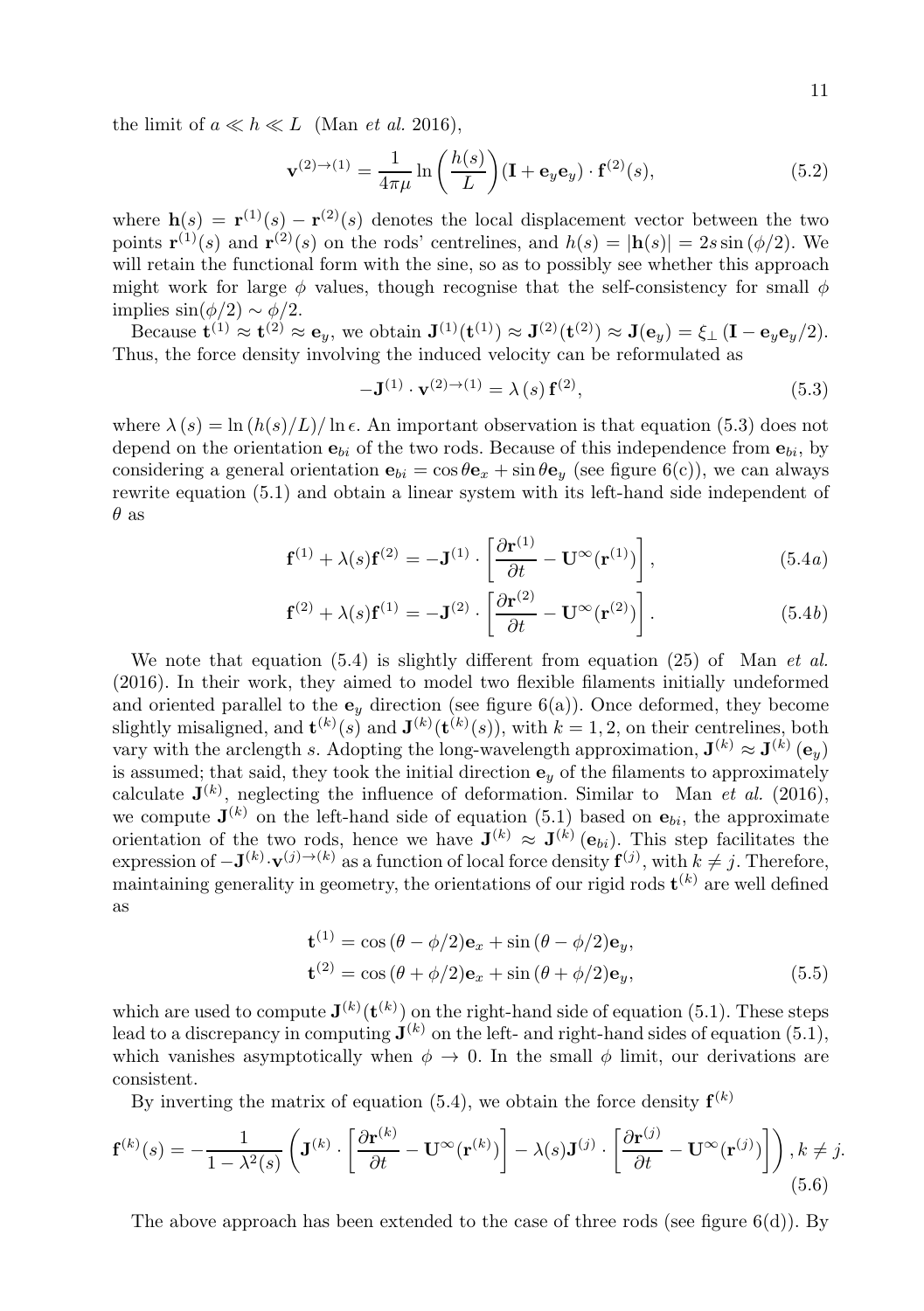the limit of $a \ll h \ll L$ (Man *et al.* 2016),

$$\mathbf{v}^{(2)\to(1)} = \frac{1}{4\pi\mu} \ln\left(\frac{h(s)}{L}\right)(\mathbf{I} + \mathbf{e}_y\mathbf{e}_y) \cdot \mathbf{f}^{(2)}(s), \tag{5.2}$$

where $\mathbf{h}(s) = \mathbf{r}^{(1)}(s) - \mathbf{r}^{(2)}(s)$ denotes the local displacement vector between the two points $\mathbf{r}^{(1)}(s)$ and $\mathbf{r}^{(2)}(s)$ on the rods' centrelines, and $h(s) = |\mathbf{h}(s)| = 2s\sin(\phi/2)$. We will retain the functional form with the sine, so as to possibly see whether this approach might work for large $\phi$ values, though recognise that the self-consistency for small $\phi$ implies $\sin(\phi/2) \sim \phi/2$.

Because $\mathbf{t}^{(1)} \approx \mathbf{t}^{(2)} \approx \mathbf{e}_y$, we obtain $\mathbf{J}^{(1)}(\mathbf{t}^{(1)}) \approx \mathbf{J}^{(2)}(\mathbf{t}^{(2)}) \approx \mathbf{J}(\mathbf{e}_y) = \xi_\perp(\mathbf{I} - \mathbf{e}_y\mathbf{e}_y/2)$. Thus, the force density involving the induced velocity can be reformulated as

$$-\mathbf{J}^{(1)} \cdot \mathbf{v}^{(2)\to(1)} = \lambda(s)\,\mathbf{f}^{(2)}, \tag{5.3}$$

where $\lambda(s) = \ln(h(s)/L)/\ln\epsilon$. An important observation is that equation (5.3) does not depend on the orientation $\mathbf{e}_{bi}$ of the two rods. Because of this independence from $\mathbf{e}_{bi}$, by considering a general orientation $\mathbf{e}_{bi} = \cos\theta\mathbf{e}_x + \sin\theta\mathbf{e}_y$ (see figure 6(c)), we can always rewrite equation (5.1) and obtain a linear system with its left-hand side independent of $\theta$ as

$$\mathbf{f}^{(1)} + \lambda(s)\mathbf{f}^{(2)} = -\mathbf{J}^{(1)} \cdot \left[\frac{\partial \mathbf{r}^{(1)}}{\partial t} - \mathbf{U}^\infty(\mathbf{r}^{(1)})\right], \tag{5.4a}$$

$$\mathbf{f}^{(2)} + \lambda(s)\mathbf{f}^{(1)} = -\mathbf{J}^{(2)} \cdot \left[\frac{\partial \mathbf{r}^{(2)}}{\partial t} - \mathbf{U}^\infty(\mathbf{r}^{(2)})\right]. \tag{5.4b}$$

We note that equation (5.4) is slightly different from equation (25) of Man *et al.* (2016). In their work, they aimed to model two flexible filaments initially undeformed and oriented parallel to the $\mathbf{e}_y$ direction (see figure 6(a)). Once deformed, they become slightly misaligned, and $\mathbf{t}^{(k)}(s)$ and $\mathbf{J}^{(k)}(\mathbf{t}^{(k)}(s))$, with $k = 1, 2$, on their centrelines, both vary with the arclength $s$. Adopting the long-wavelength approximation, $\mathbf{J}^{(k)} \approx \mathbf{J}^{(k)}(\mathbf{e}_y)$ is assumed; that said, they took the initial direction $\mathbf{e}_y$ of the filaments to approximately calculate $\mathbf{J}^{(k)}$, neglecting the influence of deformation. Similar to Man *et al.* (2016), we compute $\mathbf{J}^{(k)}$ on the left-hand side of equation (5.1) based on $\mathbf{e}_{bi}$, the approximate orientation of the two rods, hence we have $\mathbf{J}^{(k)} \approx \mathbf{J}^{(k)}(\mathbf{e}_{bi})$. This step facilitates the expression of $-\mathbf{J}^{(k)} \cdot \mathbf{v}^{(j)\to(k)}$ as a function of local force density $\mathbf{f}^{(j)}$, with $k \neq j$. Therefore, maintaining generality in geometry, the orientations of our rigid rods $\mathbf{t}^{(k)}$ are well defined as

$$\begin{aligned}
\mathbf{t}^{(1)} &= \cos(\theta - \phi/2)\mathbf{e}_x + \sin(\theta - \phi/2)\mathbf{e}_y, \\
\mathbf{t}^{(2)} &= \cos(\theta + \phi/2)\mathbf{e}_x + \sin(\theta + \phi/2)\mathbf{e}_y,
\end{aligned} \tag{5.5}$$

which are used to compute $\mathbf{J}^{(k)}(\mathbf{t}^{(k)})$ on the right-hand side of equation (5.1). These steps lead to a discrepancy in computing $\mathbf{J}^{(k)}$ on the left- and right-hand sides of equation (5.1), which vanishes asymptotically when $\phi \to 0$. In the small $\phi$ limit, our derivations are consistent.

By inverting the matrix of equation (5.4), we obtain the force density $\mathbf{f}^{(k)}$

$$\mathbf{f}^{(k)}(s) = -\frac{1}{1 - \lambda^2(s)}\left(\mathbf{J}^{(k)} \cdot \left[\frac{\partial \mathbf{r}^{(k)}}{\partial t} - \mathbf{U}^\infty(\mathbf{r}^{(k)})\right] - \lambda(s)\mathbf{J}^{(j)} \cdot \left[\frac{\partial \mathbf{r}^{(j)}}{\partial t} - \mathbf{U}^\infty(\mathbf{r}^{(j)})\right]\right), k \neq j. \tag{5.6}$$

The above approach has been extended to the case of three rods (see figure 6(d)). By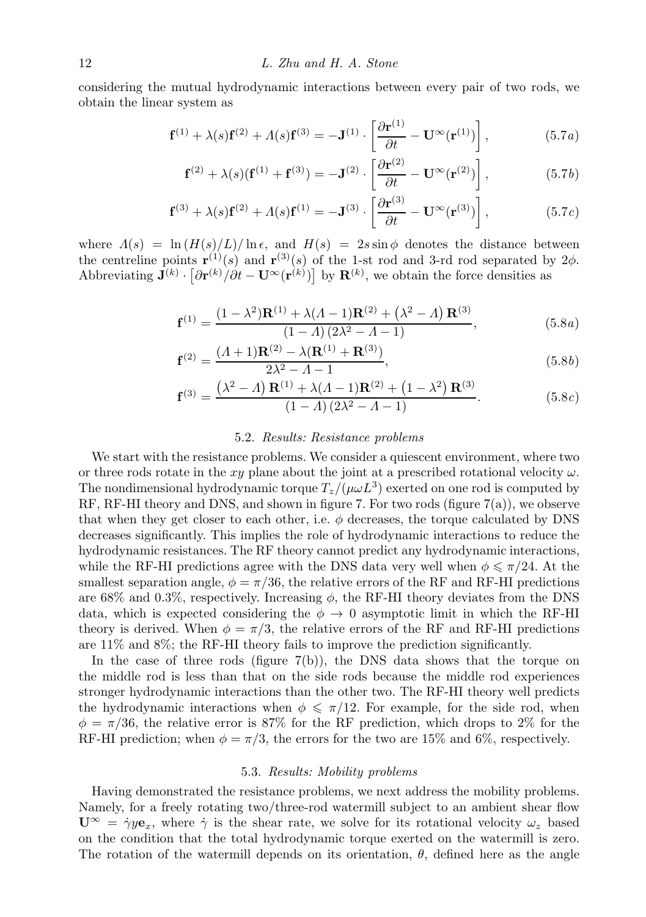considering the mutual hydrodynamic interactions between every pair of two rods, we obtain the linear system as

$$\mathbf{f}^{(1)} + \lambda(s)\mathbf{f}^{(2)} + \Lambda(s)\mathbf{f}^{(3)} = -\mathbf{J}^{(1)} \cdot \left[ \frac{\partial \mathbf{r}^{(1)}}{\partial t} - \mathbf{U}^{\infty}(\mathbf{r}^{(1)}) \right], \tag{5.7a}$$

$$\mathbf{f}^{(2)} + \lambda(s)(\mathbf{f}^{(1)} + \mathbf{f}^{(3)}) = -\mathbf{J}^{(2)} \cdot \left[ \frac{\partial \mathbf{r}^{(2)}}{\partial t} - \mathbf{U}^{\infty}(\mathbf{r}^{(2)}) \right], \tag{5.7b}$$

$$\mathbf{f}^{(3)} + \lambda(s)\mathbf{f}^{(2)} + \Lambda(s)\mathbf{f}^{(1)} = -\mathbf{J}^{(3)} \cdot \left[ \frac{\partial \mathbf{r}^{(3)}}{\partial t} - \mathbf{U}^{\infty}(\mathbf{r}^{(3)}) \right], \tag{5.7c}$$

where $\Lambda(s) = \ln(H(s)/L)/\ln\epsilon$, and $H(s) = 2s\sin\phi$ denotes the distance between the centreline points $\mathbf{r}^{(1)}(s)$ and $\mathbf{r}^{(3)}(s)$ of the 1-st rod and 3-rd rod separated by $2\phi$. Abbreviating $\mathbf{J}^{(k)} \cdot \left[\partial \mathbf{r}^{(k)}/\partial t - \mathbf{U}^{\infty}(\mathbf{r}^{(k)})\right]$ by $\mathbf{R}^{(k)}$, we obtain the force densities as

$$\mathbf{f}^{(1)} = \frac{(1-\lambda^2)\mathbf{R}^{(1)} + \lambda(\Lambda - 1)\mathbf{R}^{(2)} + \left(\lambda^2 - \Lambda\right)\mathbf{R}^{(3)}}{(1-\Lambda)\left(2\lambda^2 - \Lambda - 1\right)}, \tag{5.8a}$$

$$\mathbf{f}^{(2)} = \frac{(\Lambda + 1)\mathbf{R}^{(2)} - \lambda(\mathbf{R}^{(1)} + \mathbf{R}^{(3)})}{2\lambda^2 - \Lambda - 1}, \tag{5.8b}$$

$$\mathbf{f}^{(3)} = \frac{\left(\lambda^2 - \Lambda\right)\mathbf{R}^{(1)} + \lambda(\Lambda - 1)\mathbf{R}^{(2)} + \left(1 - \lambda^2\right)\mathbf{R}^{(3)}}{(1-\Lambda)\left(2\lambda^2 - \Lambda - 1\right)}. \tag{5.8c}$$

### 5.2. *Results: Resistance problems*

We start with the resistance problems. We consider a quiescent environment, where two or three rods rotate in the $xy$ plane about the joint at a prescribed rotational velocity $\omega$. The nondimensional hydrodynamic torque $T_z/(\mu\omega L^3)$ exerted on one rod is computed by RF, RF-HI theory and DNS, and shown in figure 7. For two rods (figure 7(a)), we observe that when they get closer to each other, i.e. $\phi$ decreases, the torque calculated by DNS decreases significantly. This implies the role of hydrodynamic interactions to reduce the hydrodynamic resistances. The RF theory cannot predict any hydrodynamic interactions, while the RF-HI predictions agree with the DNS data very well when $\phi \leqslant \pi/24$. At the smallest separation angle, $\phi = \pi/36$, the relative errors of the RF and RF-HI predictions are 68% and 0.3%, respectively. Increasing $\phi$, the RF-HI theory deviates from the DNS data, which is expected considering the $\phi \to 0$ asymptotic limit in which the RF-HI theory is derived. When $\phi = \pi/3$, the relative errors of the RF and RF-HI predictions are 11% and 8%; the RF-HI theory fails to improve the prediction significantly.

In the case of three rods (figure 7(b)), the DNS data shows that the torque on the middle rod is less than that on the side rods because the middle rod experiences stronger hydrodynamic interactions than the other two. The RF-HI theory well predicts the hydrodynamic interactions when $\phi \leqslant \pi/12$. For example, for the side rod, when $\phi = \pi/36$, the relative error is 87% for the RF prediction, which drops to 2% for the RF-HI prediction; when $\phi = \pi/3$, the errors for the two are 15% and 6%, respectively.

### 5.3. *Results: Mobility problems*

Having demonstrated the resistance problems, we next address the mobility problems. Namely, for a freely rotating two/three-rod watermill subject to an ambient shear flow $\mathbf{U}^{\infty} = \dot{\gamma} y \mathbf{e}_x$, where $\dot{\gamma}$ is the shear rate, we solve for its rotational velocity $\omega_z$ based on the condition that the total hydrodynamic torque exerted on the watermill is zero. The rotation of the watermill depends on its orientation, $\theta$, defined here as the angle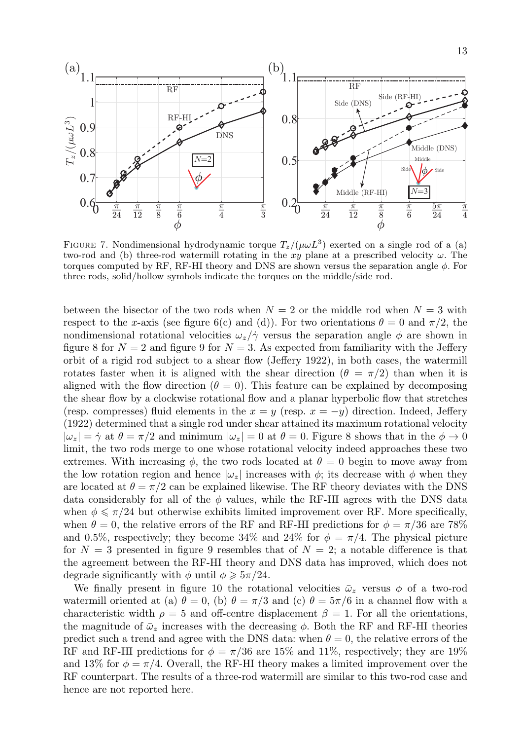FIGURE 7. Nondimensional hydrodynamic torque $T_z/(\mu\omega L^3)$ exerted on a single rod of a (a) two-rod and (b) three-rod watermill rotating in the $xy$ plane at a prescribed velocity $\omega$. The torques computed by RF, RF-HI theory and DNS are shown versus the separation angle $\phi$. For three rods, solid/hollow symbols indicate the torques on the middle/side rod.

between the bisector of the two rods when $N = 2$ or the middle rod when $N = 3$ with respect to the $x$-axis (see figure 6(c) and (d)). For two orientations $\theta = 0$ and $\pi/2$, the nondimensional rotational velocities $\omega_z/\dot{\gamma}$ versus the separation angle $\phi$ are shown in figure 8 for $N = 2$ and figure 9 for $N = 3$. As expected from familiarity with the Jeffery orbit of a rigid rod subject to a shear flow (Jeffery 1922), in both cases, the watermill rotates faster when it is aligned with the shear direction ($\theta = \pi/2$) than when it is aligned with the flow direction ($\theta = 0$). This feature can be explained by decomposing the shear flow by a clockwise rotational flow and a planar hyperbolic flow that stretches (resp. compresses) fluid elements in the $x = y$ (resp. $x = -y$) direction. Indeed, Jeffery (1922) determined that a single rod under shear attained its maximum rotational velocity $|\omega_z| = \dot{\gamma}$ at $\theta = \pi/2$ and minimum $|\omega_z| = 0$ at $\theta = 0$. Figure 8 shows that in the $\phi \to 0$ limit, the two rods merge to one whose rotational velocity indeed approaches these two extremes. With increasing $\phi$, the two rods located at $\theta = 0$ begin to move away from the low rotation region and hence $|\omega_z|$ increases with $\phi$; its decrease with $\phi$ when they are located at $\theta = \pi/2$ can be explained likewise. The RF theory deviates with the DNS data considerably for all of the $\phi$ values, while the RF-HI agrees with the DNS data when $\phi \leqslant \pi/24$ but otherwise exhibits limited improvement over RF. More specifically, when $\theta = 0$, the relative errors of the RF and RF-HI predictions for $\phi = \pi/36$ are 78% and 0.5%, respectively; they become 34% and 24% for $\phi = \pi/4$. The physical picture for $N = 3$ presented in figure 9 resembles that of $N = 2$; a notable difference is that the agreement between the RF-HI theory and DNS data has improved, which does not degrade significantly with $\phi$ until $\phi \geqslant 5\pi/24$.

We finally present in figure 10 the rotational velocities $\bar{\omega}_z$ versus $\phi$ of a two-rod watermill oriented at (a) $\theta = 0$, (b) $\theta = \pi/3$ and (c) $\theta = 5\pi/6$ in a channel flow with a characteristic width $\rho = 5$ and off-centre displacement $\beta = 1$. For all the orientations, the magnitude of $\bar{\omega}_z$ increases with the decreasing $\phi$. Both the RF and RF-HI theories predict such a trend and agree with the DNS data: when $\theta = 0$, the relative errors of the RF and RF-HI predictions for $\phi = \pi/36$ are 15% and 11%, respectively; they are 19% and 13% for $\phi = \pi/4$. Overall, the RF-HI theory makes a limited improvement over the RF counterpart. The results of a three-rod watermill are similar to this two-rod case and hence are not reported here.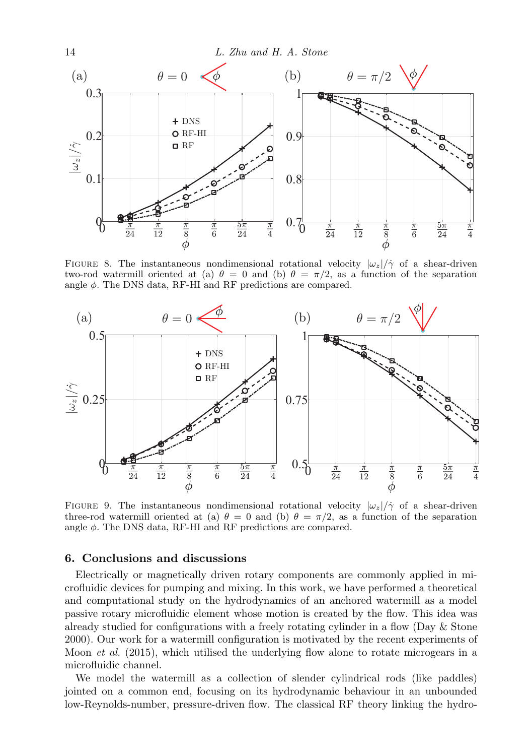FIGURE 8. The instantaneous nondimensional rotational velocity $|\omega_z|/\dot{\gamma}$ of a shear-driven two-rod watermill oriented at (a) $\theta = 0$ and (b) $\theta = \pi/2$, as a function of the separation angle $\phi$. The DNS data, RF-HI and RF predictions are compared.

FIGURE 9. The instantaneous nondimensional rotational velocity $|\omega_z|/\dot{\gamma}$ of a shear-driven three-rod watermill oriented at (a) $\theta = 0$ and (b) $\theta = \pi/2$, as a function of the separation angle $\phi$. The DNS data, RF-HI and RF predictions are compared.

## 6. Conclusions and discussions

Electrically or magnetically driven rotary components are commonly applied in microfluidic devices for pumping and mixing. In this work, we have performed a theoretical and computational study on the hydrodynamics of an anchored watermill as a model passive rotary microfluidic element whose motion is created by the flow. This idea was already studied for configurations with a freely rotating cylinder in a flow (Day & Stone 2000). Our work for a watermill configuration is motivated by the recent experiments of Moon *et al.* (2015), which utilised the underlying flow alone to rotate microgears in a microfluidic channel.

We model the watermill as a collection of slender cylindrical rods (like paddles) jointed on a common end, focusing on its hydrodynamic behaviour in an unbounded low-Reynolds-number, pressure-driven flow. The classical RF theory linking the hydro-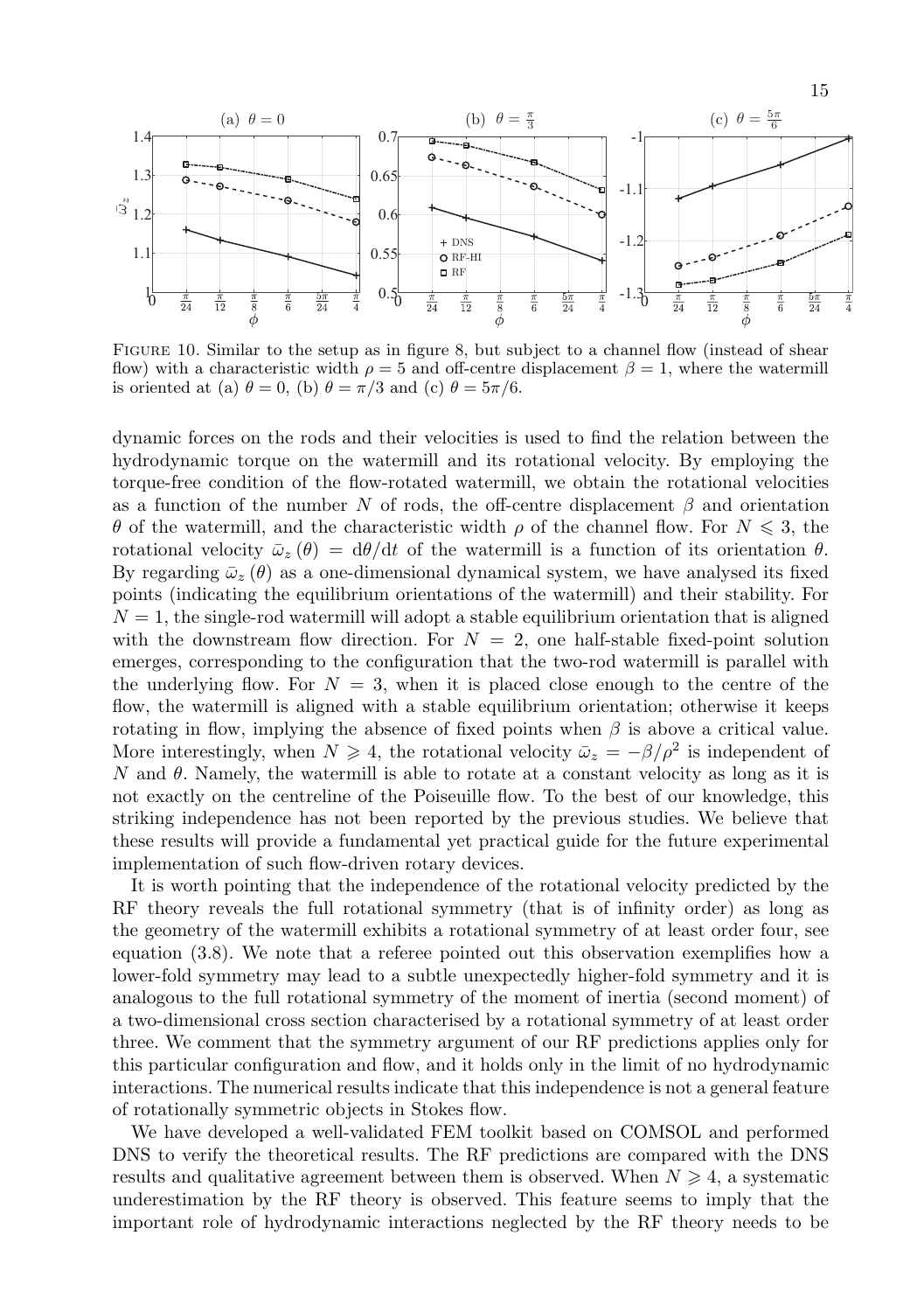FIGURE 10. Similar to the setup as in figure 8, but subject to a channel flow (instead of shear flow) with a characteristic width $\rho = 5$ and off-centre displacement $\beta = 1$, where the watermill is oriented at (a) $\theta = 0$, (b) $\theta = \pi/3$ and (c) $\theta = 5\pi/6$.

dynamic forces on the rods and their velocities is used to find the relation between the hydrodynamic torque on the watermill and its rotational velocity. By employing the torque-free condition of the flow-rotated watermill, we obtain the rotational velocities as a function of the number $N$ of rods, the off-centre displacement $\beta$ and orientation $\theta$ of the watermill, and the characteristic width $\rho$ of the channel flow. For $N \leqslant 3$, the rotational velocity $\bar{\omega}_z(\theta) = \mathrm{d}\theta/\mathrm{d}t$ of the watermill is a function of its orientation $\theta$. By regarding $\bar{\omega}_z(\theta)$ as a one-dimensional dynamical system, we have analysed its fixed points (indicating the equilibrium orientations of the watermill) and their stability. For $N = 1$, the single-rod watermill will adopt a stable equilibrium orientation that is aligned with the downstream flow direction. For $N = 2$, one half-stable fixed-point solution emerges, corresponding to the configuration that the two-rod watermill is parallel with the underlying flow. For $N = 3$, when it is placed close enough to the centre of the flow, the watermill is aligned with a stable equilibrium orientation; otherwise it keeps rotating in flow, implying the absence of fixed points when $\beta$ is above a critical value. More interestingly, when $N \geqslant 4$, the rotational velocity $\bar{\omega}_z = -\beta/\rho^2$ is independent of $N$ and $\theta$. Namely, the watermill is able to rotate at a constant velocity as long as it is not exactly on the centreline of the Poiseuille flow. To the best of our knowledge, this striking independence has not been reported by the previous studies. We believe that these results will provide a fundamental yet practical guide for the future experimental implementation of such flow-driven rotary devices.

It is worth pointing that the independence of the rotational velocity predicted by the RF theory reveals the full rotational symmetry (that is of infinity order) as long as the geometry of the watermill exhibits a rotational symmetry of at least order four, see equation (3.8). We note that a referee pointed out this observation exemplifies how a lower-fold symmetry may lead to a subtle unexpectedly higher-fold symmetry and it is analogous to the full rotational symmetry of the moment of inertia (second moment) of a two-dimensional cross section characterised by a rotational symmetry of at least order three. We comment that the symmetry argument of our RF predictions applies only for this particular configuration and flow, and it holds only in the limit of no hydrodynamic interactions. The numerical results indicate that this independence is not a general feature of rotationally symmetric objects in Stokes flow.

We have developed a well-validated FEM toolkit based on COMSOL and performed DNS to verify the theoretical results. The RF predictions are compared with the DNS results and qualitative agreement between them is observed. When $N \geqslant 4$, a systematic underestimation by the RF theory is observed. This feature seems to imply that the important role of hydrodynamic interactions neglected by the RF theory needs to be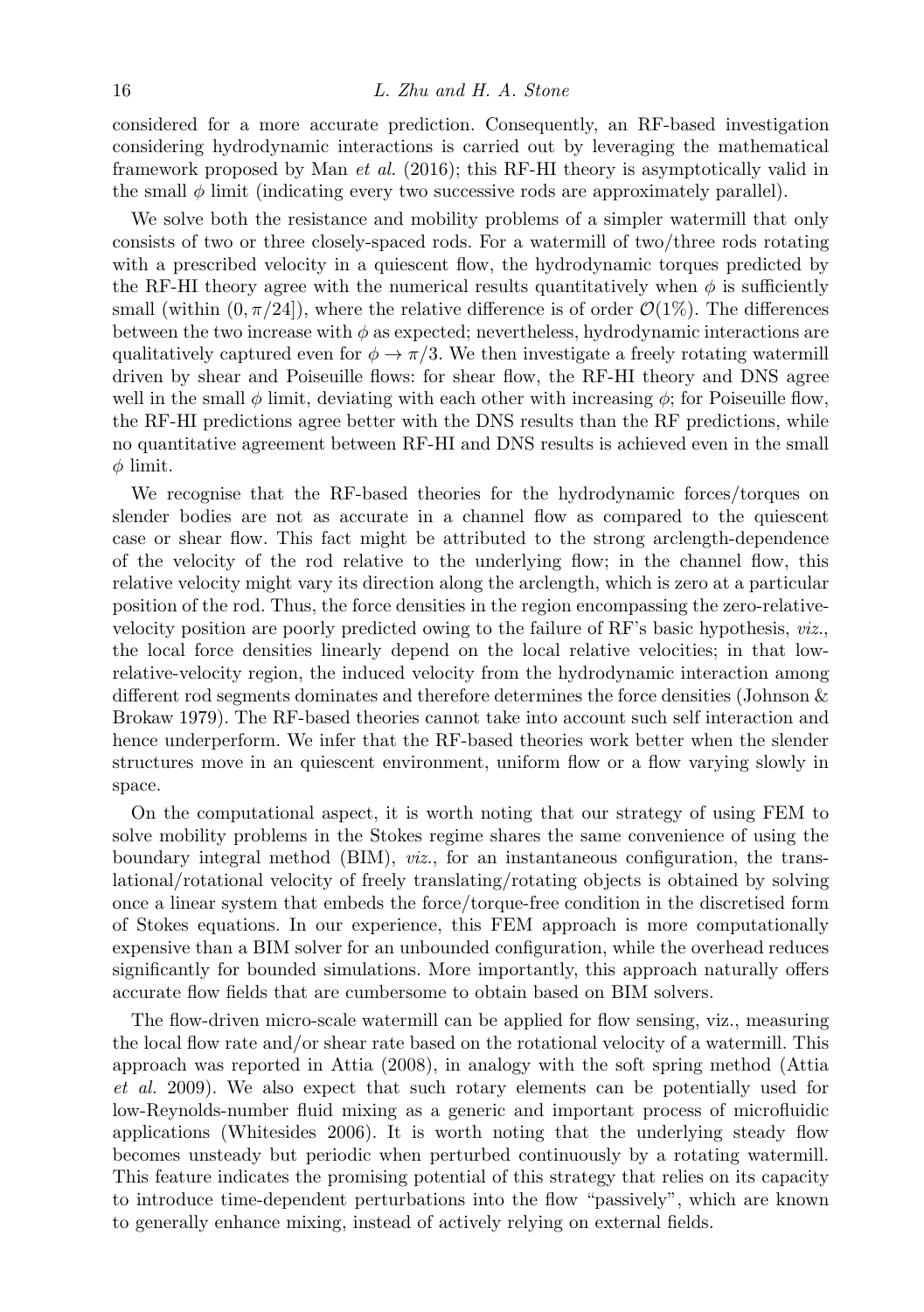considered for a more accurate prediction. Consequently, an RF-based investigation considering hydrodynamic interactions is carried out by leveraging the mathematical framework proposed by Man *et al.* (2016); this RF-HI theory is asymptotically valid in the small $\phi$ limit (indicating every two successive rods are approximately parallel).

We solve both the resistance and mobility problems of a simpler watermill that only consists of two or three closely-spaced rods. For a watermill of two/three rods rotating with a prescribed velocity in a quiescent flow, the hydrodynamic torques predicted by the RF-HI theory agree with the numerical results quantitatively when $\phi$ is sufficiently small (within $(0, \pi/24]$), where the relative difference is of order $\mathcal{O}(1\%)$. The differences between the two increase with $\phi$ as expected; nevertheless, hydrodynamic interactions are qualitatively captured even for $\phi \to \pi/3$. We then investigate a freely rotating watermill driven by shear and Poiseuille flows: for shear flow, the RF-HI theory and DNS agree well in the small $\phi$ limit, deviating with each other with increasing $\phi$; for Poiseuille flow, the RF-HI predictions agree better with the DNS results than the RF predictions, while no quantitative agreement between RF-HI and DNS results is achieved even in the small $\phi$ limit.

We recognise that the RF-based theories for the hydrodynamic forces/torques on slender bodies are not as accurate in a channel flow as compared to the quiescent case or shear flow. This fact might be attributed to the strong arclength-dependence of the velocity of the rod relative to the underlying flow; in the channel flow, this relative velocity might vary its direction along the arclength, which is zero at a particular position of the rod. Thus, the force densities in the region encompassing the zero-relative-velocity position are poorly predicted owing to the failure of RF's basic hypothesis, *viz.*, the local force densities linearly depend on the local relative velocities; in that low-relative-velocity region, the induced velocity from the hydrodynamic interaction among different rod segments dominates and therefore determines the force densities (Johnson & Brokaw 1979). The RF-based theories cannot take into account such self interaction and hence underperform. We infer that the RF-based theories work better when the slender structures move in an quiescent environment, uniform flow or a flow varying slowly in space.

On the computational aspect, it is worth noting that our strategy of using FEM to solve mobility problems in the Stokes regime shares the same convenience of using the boundary integral method (BIM), *viz.*, for an instantaneous configuration, the translational/rotational velocity of freely translating/rotating objects is obtained by solving once a linear system that embeds the force/torque-free condition in the discretised form of Stokes equations. In our experience, this FEM approach is more computationally expensive than a BIM solver for an unbounded configuration, while the overhead reduces significantly for bounded simulations. More importantly, this approach naturally offers accurate flow fields that are cumbersome to obtain based on BIM solvers.

The flow-driven micro-scale watermill can be applied for flow sensing, viz., measuring the local flow rate and/or shear rate based on the rotational velocity of a watermill. This approach was reported in Attia (2008), in analogy with the soft spring method (Attia *et al.* 2009). We also expect that such rotary elements can be potentially used for low-Reynolds-number fluid mixing as a generic and important process of microfluidic applications (Whitesides 2006). It is worth noting that the underlying steady flow becomes unsteady but periodic when perturbed continuously by a rotating watermill. This feature indicates the promising potential of this strategy that relies on its capacity to introduce time-dependent perturbations into the flow "passively", which are known to generally enhance mixing, instead of actively relying on external fields.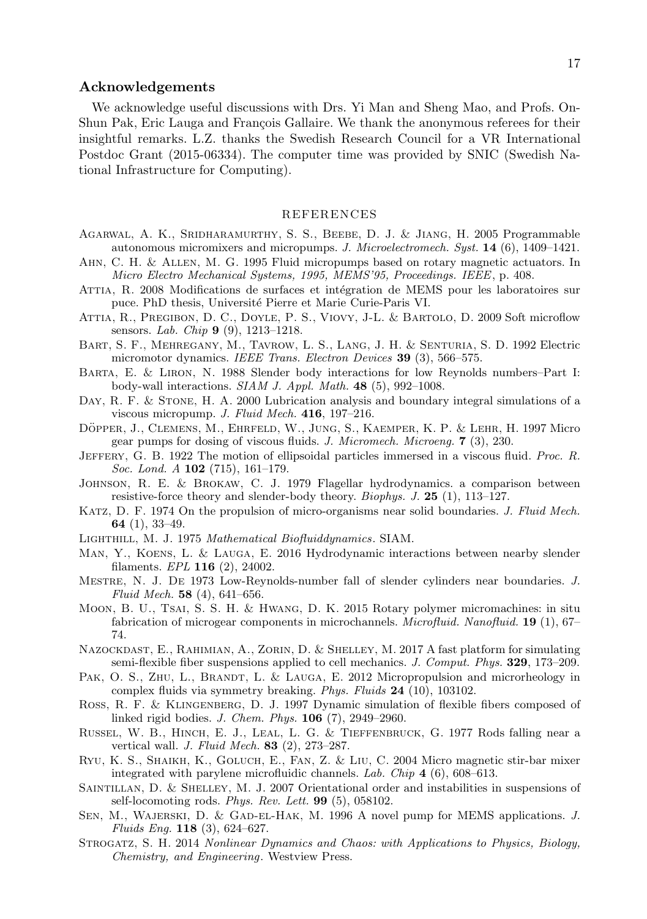## Acknowledgements

We acknowledge useful discussions with Drs. Yi Man and Sheng Mao, and Profs. On-Shun Pak, Eric Lauga and François Gallaire. We thank the anonymous referees for their insightful remarks. L.Z. thanks the Swedish Research Council for a VR International Postdoc Grant (2015-06334). The computer time was provided by SNIC (Swedish National Infrastructure for Computing).

## REFERENCES

Agarwal, A. K., Sridharamurthy, S. S., Beebe, D. J. & Jiang, H. 2005 Programmable autonomous micromixers and micropumps. *J. Microelectromech. Syst.* **14** (6), 1409–1421.

Ahn, C. H. & Allen, M. G. 1995 Fluid micropumps based on rotary magnetic actuators. In *Micro Electro Mechanical Systems, 1995, MEMS'95, Proceedings. IEEE*, p. 408.

Attia, R. 2008 Modifications de surfaces et intégration de MEMS pour les laboratoires sur puce. PhD thesis, Université Pierre et Marie Curie-Paris VI.

Attia, R., Pregibon, D. C., Doyle, P. S., Viovy, J-L. & Bartolo, D. 2009 Soft microflow sensors. *Lab. Chip* **9** (9), 1213–1218.

Bart, S. F., Mehregany, M., Tavrow, L. S., Lang, J. H. & Senturia, S. D. 1992 Electric micromotor dynamics. *IEEE Trans. Electron Devices* **39** (3), 566–575.

Barta, E. & Liron, N. 1988 Slender body interactions for low Reynolds numbers–Part I: body-wall interactions. *SIAM J. Appl. Math.* **48** (5), 992–1008.

Day, R. F. & Stone, H. A. 2000 Lubrication analysis and boundary integral simulations of a viscous micropump. *J. Fluid Mech.* **416**, 197–216.

Döpper, J., Clemens, M., Ehrfeld, W., Jung, S., Kaemper, K. P. & Lehr, H. 1997 Micro gear pumps for dosing of viscous fluids. *J. Micromech. Microeng.* **7** (3), 230.

Jeffery, G. B. 1922 The motion of ellipsoidal particles immersed in a viscous fluid. *Proc. R. Soc. Lond. A* **102** (715), 161–179.

Johnson, R. E. & Brokaw, C. J. 1979 Flagellar hydrodynamics. a comparison between resistive-force theory and slender-body theory. *Biophys. J.* **25** (1), 113–127.

Katz, D. F. 1974 On the propulsion of micro-organisms near solid boundaries. *J. Fluid Mech.* **64** (1), 33–49.

Lighthill, M. J. 1975 *Mathematical Biofluiddynamics*. SIAM.

Man, Y., Koens, L. & Lauga, E. 2016 Hydrodynamic interactions between nearby slender filaments. *EPL* **116** (2), 24002.

Mestre, N. J. De 1973 Low-Reynolds-number fall of slender cylinders near boundaries. *J. Fluid Mech.* **58** (4), 641–656.

Moon, B. U., Tsai, S. S. H. & Hwang, D. K. 2015 Rotary polymer micromachines: in situ fabrication of microgear components in microchannels. *Microfluid. Nanofluid.* **19** (1), 67–74.

Nazockdast, E., Rahimian, A., Zorin, D. & Shelley, M. 2017 A fast platform for simulating semi-flexible fiber suspensions applied to cell mechanics. *J. Comput. Phys.* **329**, 173–209.

Pak, O. S., Zhu, L., Brandt, L. & Lauga, E. 2012 Micropropulsion and microrheology in complex fluids via symmetry breaking. *Phys. Fluids* **24** (10), 103102.

Ross, R. F. & Klingenberg, D. J. 1997 Dynamic simulation of flexible fibers composed of linked rigid bodies. *J. Chem. Phys.* **106** (7), 2949–2960.

Russel, W. B., Hinch, E. J., Leal, L. G. & Tieffenbruck, G. 1977 Rods falling near a vertical wall. *J. Fluid Mech.* **83** (2), 273–287.

Ryu, K. S., Shaikh, K., Goluch, E., Fan, Z. & Liu, C. 2004 Micro magnetic stir-bar mixer integrated with parylene microfluidic channels. *Lab. Chip* **4** (6), 608–613.

Saintillan, D. & Shelley, M. J. 2007 Orientational order and instabilities in suspensions of self-locomoting rods. *Phys. Rev. Lett.* **99** (5), 058102.

Sen, M., Wajerski, D. & Gad-el-Hak, M. 1996 A novel pump for MEMS applications. *J. Fluids Eng.* **118** (3), 624–627.

Strogatz, S. H. 2014 *Nonlinear Dynamics and Chaos: with Applications to Physics, Biology, Chemistry, and Engineering*. Westview Press.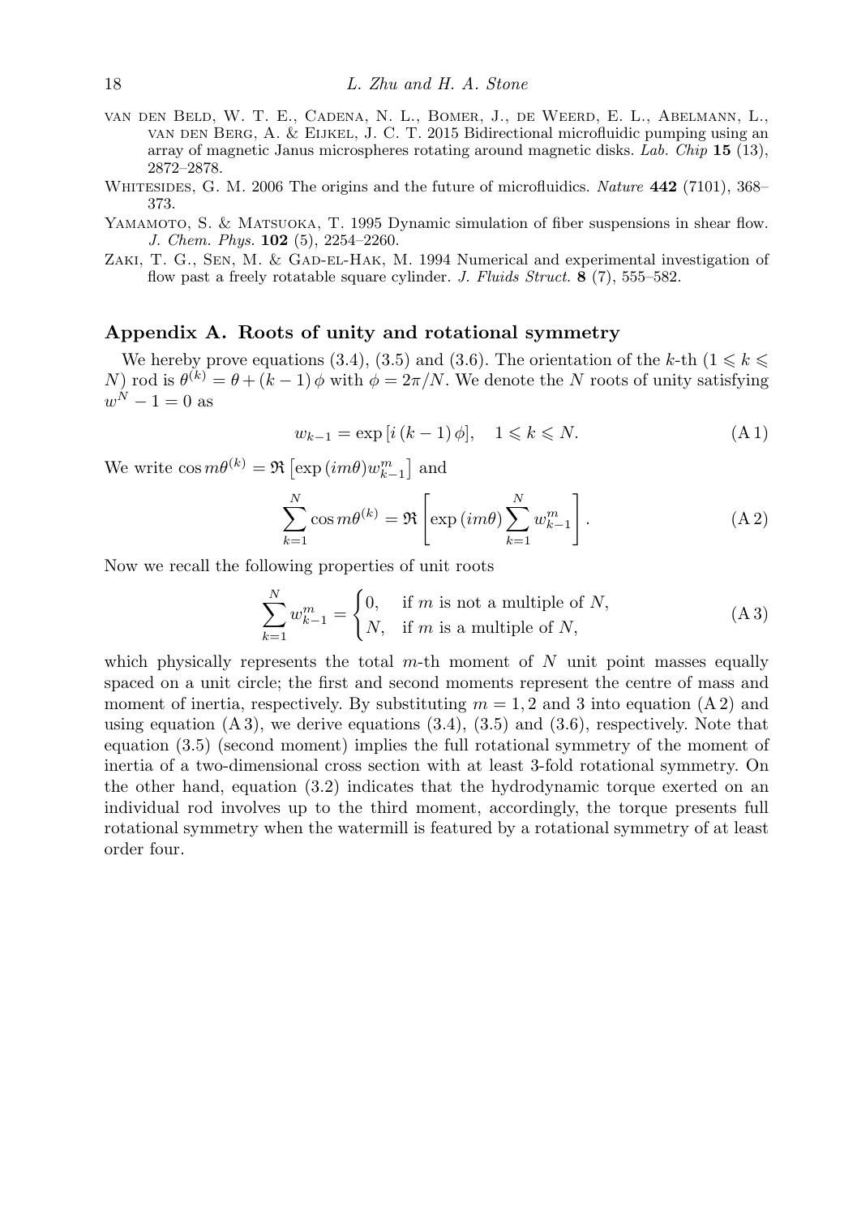van den Beld, W. T. E., Cadena, N. L., Bomer, J., de Weerd, E. L., Abelmann, L., van den Berg, A. & Eijkel, J. C. T. 2015 Bidirectional microfluidic pumping using an array of magnetic Janus microspheres rotating around magnetic disks. *Lab. Chip* **15** (13), 2872–2878.

Whitesides, G. M. 2006 The origins and the future of microfluidics. *Nature* **442** (7101), 368–373.

Yamamoto, S. & Matsuoka, T. 1995 Dynamic simulation of fiber suspensions in shear flow. *J. Chem. Phys.* **102** (5), 2254–2260.

Zaki, T. G., Sen, M. & Gad-el-Hak, M. 1994 Numerical and experimental investigation of flow past a freely rotatable square cylinder. *J. Fluids Struct.* **8** (7), 555–582.

## Appendix A. Roots of unity and rotational symmetry

We hereby prove equations (3.4), (3.5) and (3.6). The orientation of the $k$-th ($1 \leqslant k \leqslant N$) rod is $\theta^{(k)} = \theta + (k-1)\,\phi$ with $\phi = 2\pi/N$. We denote the $N$ roots of unity satisfying $w^N - 1 = 0$ as

$$w_{k-1} = \exp\left[i\,(k-1)\,\phi\right], \quad 1 \leqslant k \leqslant N. \tag{A 1}$$

We write $\cos m\theta^{(k)} = \Re\left[\exp\left(im\theta\right) w_{k-1}^m\right]$ and

$$\sum_{k=1}^{N} \cos m\theta^{(k)} = \Re\left[\exp\left(im\theta\right) \sum_{k=1}^{N} w_{k-1}^m\right]. \tag{A 2}$$

Now we recall the following properties of unit roots

$$\sum_{k=1}^{N} w_{k-1}^m = \begin{cases} 0, & \text{if } m \text{ is not a multiple of } N, \\ N, & \text{if } m \text{ is a multiple of } N, \end{cases} \tag{A 3}$$

which physically represents the total $m$-th moment of $N$ unit point masses equally spaced on a unit circle; the first and second moments represent the centre of mass and moment of inertia, respectively. By substituting $m = 1, 2$ and $3$ into equation (A 2) and using equation (A 3), we derive equations (3.4), (3.5) and (3.6), respectively. Note that equation (3.5) (second moment) implies the full rotational symmetry of the moment of inertia of a two-dimensional cross section with at least 3-fold rotational symmetry. On the other hand, equation (3.2) indicates that the hydrodynamic torque exerted on an individual rod involves up to the third moment, accordingly, the torque presents full rotational symmetry when the watermill is featured by a rotational symmetry of at least order four.